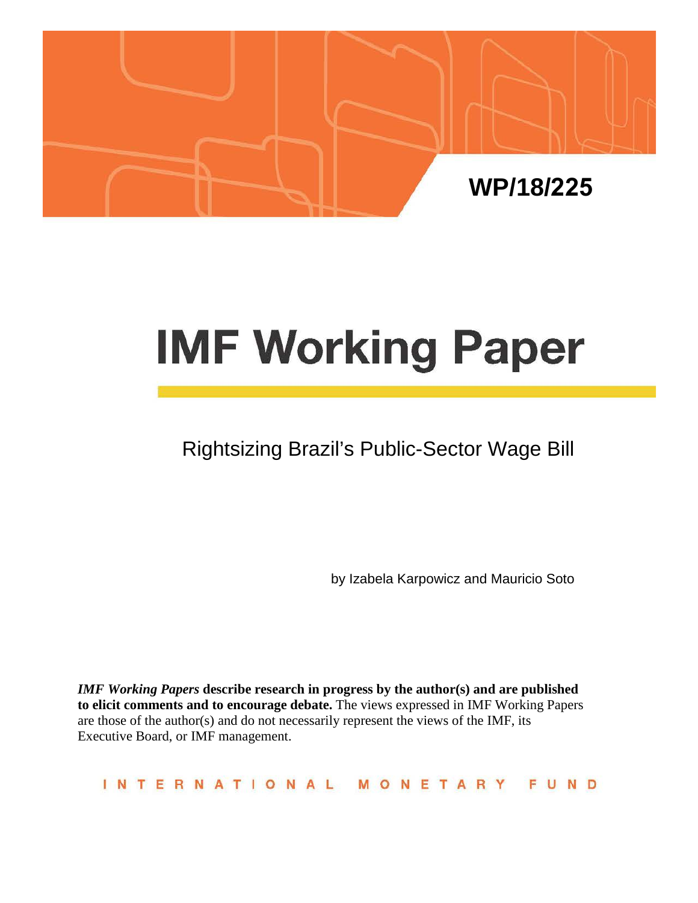WP/18/225

# IMF Working Paper

## Rightsizing Brazil's Public-Sector Wage Bill

by Izabela Karpowicz and Mauricio Soto

***IMF Working Papers*** **describe research in progress by the author(s) and are published to elicit comments and to encourage debate.** The views expressed in IMF Working Papers are those of the author(s) and do not necessarily represent the views of the IMF, its Executive Board, or IMF management.

INTERNATIONAL MONETARY FUND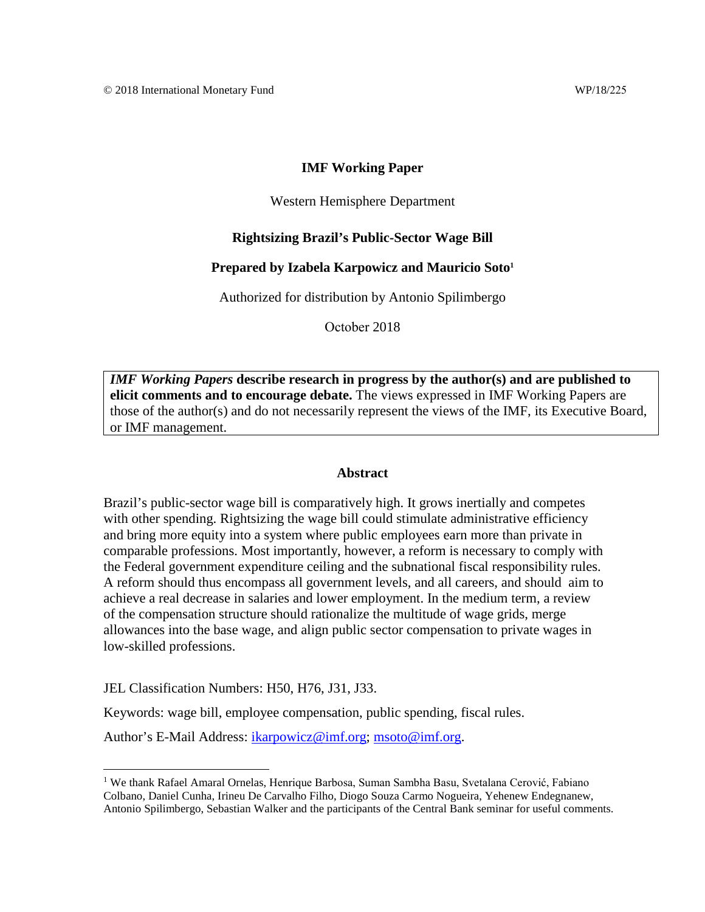© 2018 International Monetary Fund WP/18/225

**IMF Working Paper**

Western Hemisphere Department

**Rightsizing Brazil's Public-Sector Wage Bill**

**Prepared by Izabela Karpowicz and Mauricio Soto[1]**

Authorized for distribution by Antonio Spilimbergo

October 2018

***IMF Working Papers*** **describe research in progress by the author(s) and are published to elicit comments and to encourage debate.** The views expressed in IMF Working Papers are those of the author(s) and do not necessarily represent the views of the IMF, its Executive Board, or IMF management.

**Abstract**

Brazil's public-sector wage bill is comparatively high. It grows inertially and competes with other spending. Rightsizing the wage bill could stimulate administrative efficiency and bring more equity into a system where public employees earn more than private in comparable professions. Most importantly, however, a reform is necessary to comply with the Federal government expenditure ceiling and the subnational fiscal responsibility rules. A reform should thus encompass all government levels, and all careers, and should aim to achieve a real decrease in salaries and lower employment. In the medium term, a review of the compensation structure should rationalize the multitude of wage grids, merge allowances into the base wage, and align public sector compensation to private wages in low-skilled professions.

JEL Classification Numbers: H50, H76, J31, J33.

Keywords: wage bill, employee compensation, public spending, fiscal rules.

Author's E-Mail Address: ikarpowicz@imf.org; msoto@imf.org.

[1] We thank Rafael Amaral Ornelas, Henrique Barbosa, Suman Sambha Basu, Svetalana Cerović, Fabiano Colbano, Daniel Cunha, Irineu De Carvalho Filho, Diogo Souza Carmo Nogueira, Yehenew Endegnanew, Antonio Spilimbergo, Sebastian Walker and the participants of the Central Bank seminar for useful comments.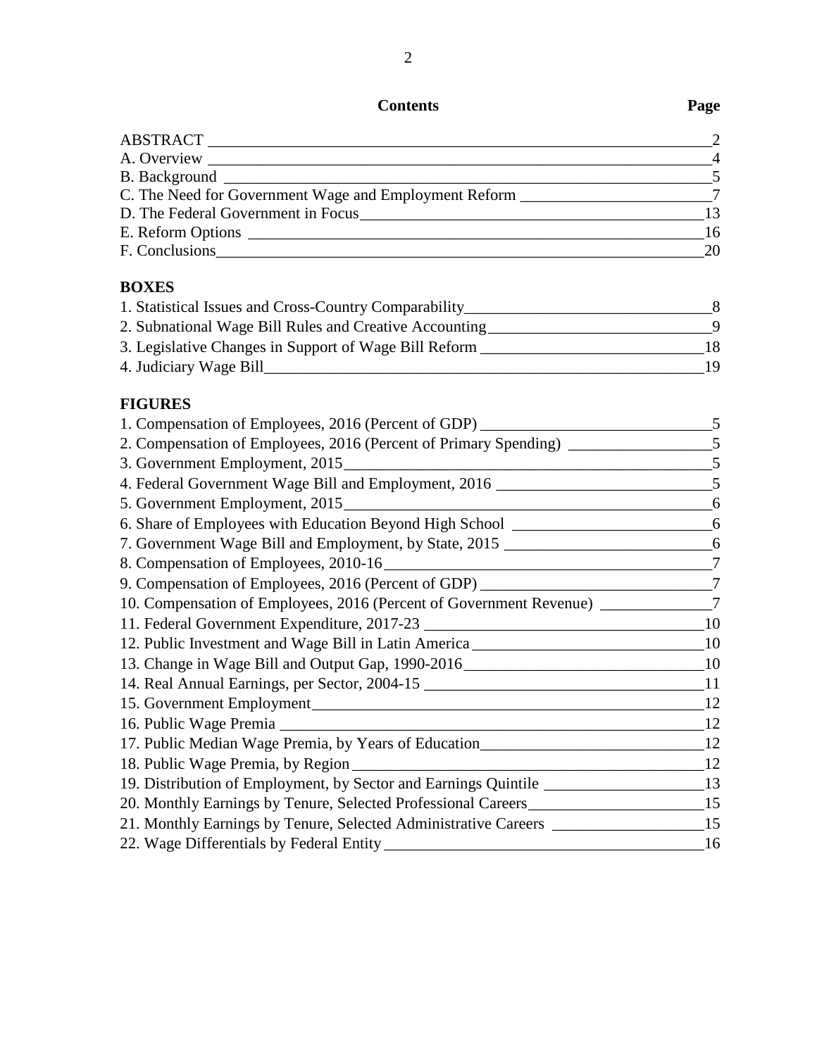## Contents

| Contents | Page |
| --- | --- |
| ABSTRACT | 2 |
| A. Overview | 4 |
| B. Background | 5 |
| C. The Need for Government Wage and Employment Reform | 7 |
| D. The Federal Government in Focus | 13 |
| E. Reform Options | 16 |
| F. Conclusions | 20 |

### BOXES

| Box | Page |
| --- | --- |
| 1. Statistical Issues and Cross-Country Comparability | 8 |
| 2. Subnational Wage Bill Rules and Creative Accounting | 9 |
| 3. Legislative Changes in Support of Wage Bill Reform | 18 |
| 4. Judiciary Wage Bill | 19 |

### FIGURES

| Figure | Page |
| --- | --- |
| 1. Compensation of Employees, 2016 (Percent of GDP) | 5 |
| 2. Compensation of Employees, 2016 (Percent of Primary Spending) | 5 |
| 3. Government Employment, 2015 | 5 |
| 4. Federal Government Wage Bill and Employment, 2016 | 5 |
| 5. Government Employment, 2015 | 6 |
| 6. Share of Employees with Education Beyond High School | 6 |
| 7. Government Wage Bill and Employment, by State, 2015 | 6 |
| 8. Compensation of Employees, 2010-16 | 7 |
| 9. Compensation of Employees, 2016 (Percent of GDP) | 7 |
| 10. Compensation of Employees, 2016 (Percent of Government Revenue) | 7 |
| 11. Federal Government Expenditure, 2017-23 | 10 |
| 12. Public Investment and Wage Bill in Latin America | 10 |
| 13. Change in Wage Bill and Output Gap, 1990-2016 | 10 |
| 14. Real Annual Earnings, per Sector, 2004-15 | 11 |
| 15. Government Employment | 12 |
| 16. Public Wage Premia | 12 |
| 17. Public Median Wage Premia, by Years of Education | 12 |
| 18. Public Wage Premia, by Region | 12 |
| 19. Distribution of Employment, by Sector and Earnings Quintile | 13 |
| 20. Monthly Earnings by Tenure, Selected Professional Careers | 15 |
| 21. Monthly Earnings by Tenure, Selected Administrative Careers | 15 |
| 22. Wage Differentials by Federal Entity | 16 |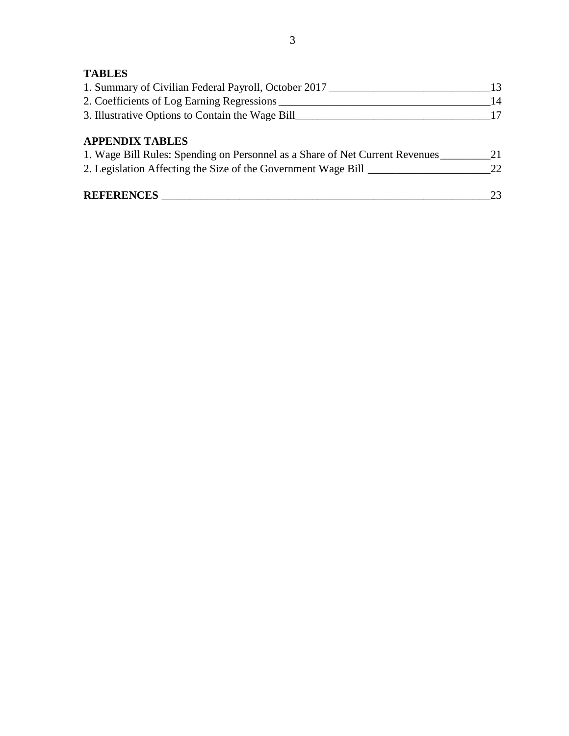**TABLES**

1. Summary of Civilian Federal Payroll, October 2017 _____ 13
2. Coefficients of Log Earning Regressions _____ 14
3. Illustrative Options to Contain the Wage Bill _____ 17

**APPENDIX TABLES**

1. Wage Bill Rules: Spending on Personnel as a Share of Net Current Revenues _____ 21
2. Legislation Affecting the Size of the Government Wage Bill _____ 22

**REFERENCES** _____ 23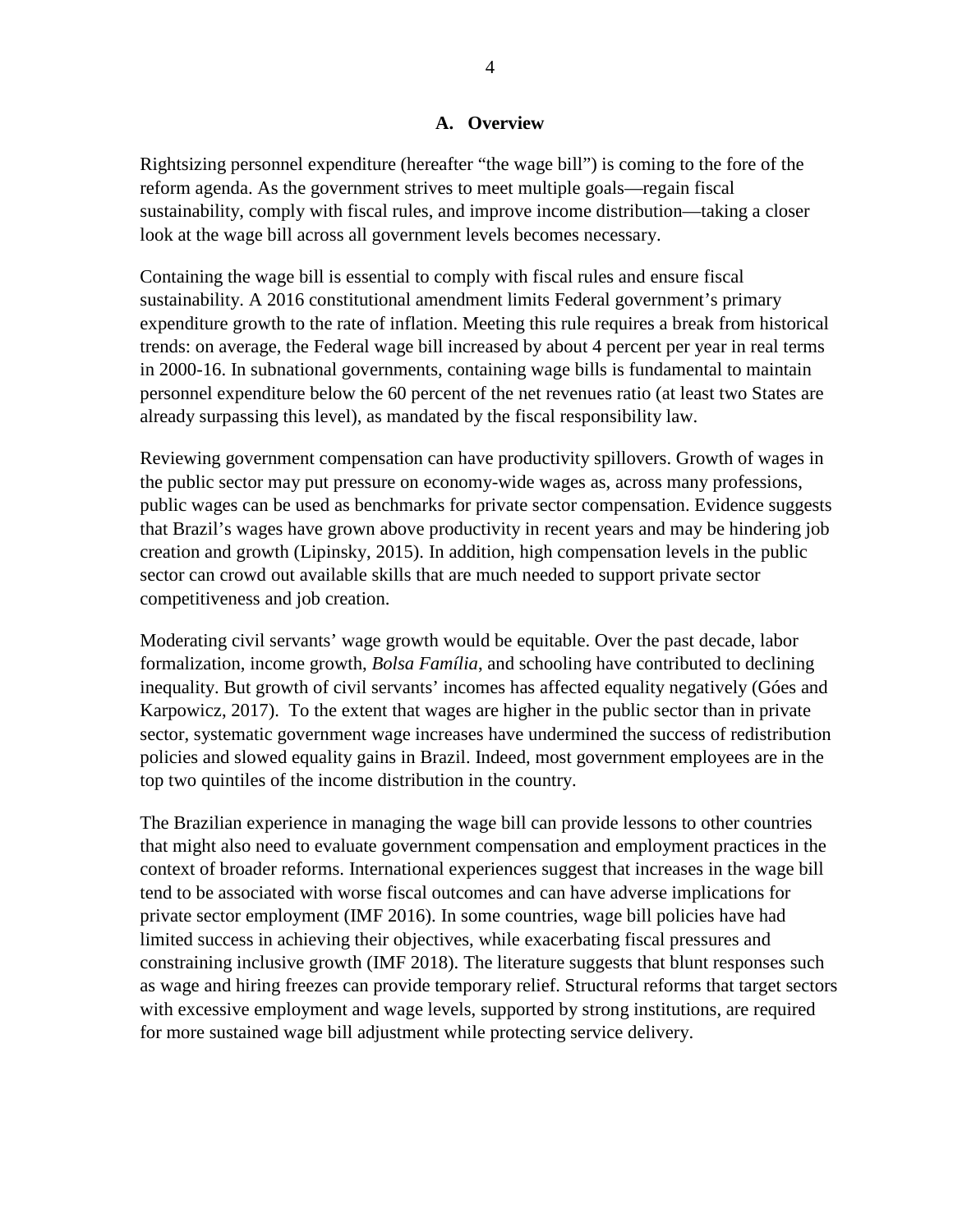## A. Overview

Rightsizing personnel expenditure (hereafter "the wage bill") is coming to the fore of the reform agenda. As the government strives to meet multiple goals—regain fiscal sustainability, comply with fiscal rules, and improve income distribution—taking a closer look at the wage bill across all government levels becomes necessary.

Containing the wage bill is essential to comply with fiscal rules and ensure fiscal sustainability. A 2016 constitutional amendment limits Federal government's primary expenditure growth to the rate of inflation. Meeting this rule requires a break from historical trends: on average, the Federal wage bill increased by about 4 percent per year in real terms in 2000-16. In subnational governments, containing wage bills is fundamental to maintain personnel expenditure below the 60 percent of the net revenues ratio (at least two States are already surpassing this level), as mandated by the fiscal responsibility law.

Reviewing government compensation can have productivity spillovers. Growth of wages in the public sector may put pressure on economy-wide wages as, across many professions, public wages can be used as benchmarks for private sector compensation. Evidence suggests that Brazil's wages have grown above productivity in recent years and may be hindering job creation and growth (Lipinsky, 2015). In addition, high compensation levels in the public sector can crowd out available skills that are much needed to support private sector competitiveness and job creation.

Moderating civil servants' wage growth would be equitable. Over the past decade, labor formalization, income growth, *Bolsa Família*, and schooling have contributed to declining inequality. But growth of civil servants' incomes has affected equality negatively (Góes and Karpowicz, 2017). To the extent that wages are higher in the public sector than in private sector, systematic government wage increases have undermined the success of redistribution policies and slowed equality gains in Brazil. Indeed, most government employees are in the top two quintiles of the income distribution in the country.

The Brazilian experience in managing the wage bill can provide lessons to other countries that might also need to evaluate government compensation and employment practices in the context of broader reforms. International experiences suggest that increases in the wage bill tend to be associated with worse fiscal outcomes and can have adverse implications for private sector employment (IMF 2016). In some countries, wage bill policies have had limited success in achieving their objectives, while exacerbating fiscal pressures and constraining inclusive growth (IMF 2018). The literature suggests that blunt responses such as wage and hiring freezes can provide temporary relief. Structural reforms that target sectors with excessive employment and wage levels, supported by strong institutions, are required for more sustained wage bill adjustment while protecting service delivery.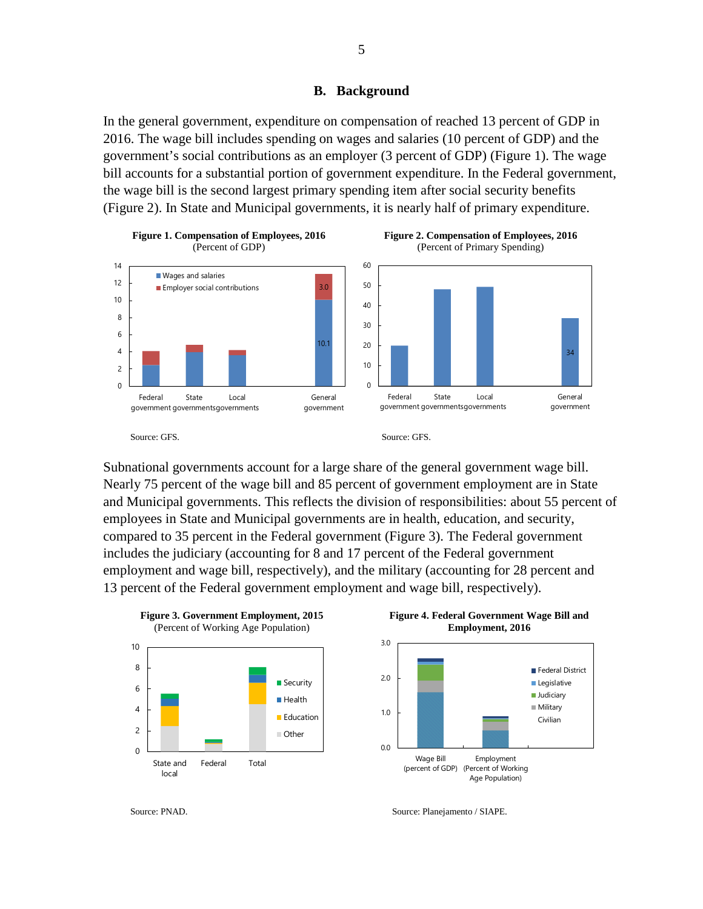## B. Background

In the general government, expenditure on compensation of reached 13 percent of GDP in 2016. The wage bill includes spending on wages and salaries (10 percent of GDP) and the government's social contributions as an employer (3 percent of GDP) (Figure 1). The wage bill accounts for a substantial portion of government expenditure. In the Federal government, the wage bill is the second largest primary spending item after social security benefits (Figure 2). In State and Municipal governments, it is nearly half of primary expenditure.

**Figure 1. Compensation of Employees, 2016**
(Percent of GDP)

Source: GFS.

**Figure 2. Compensation of Employees, 2016**
(Percent of Primary Spending)

Source: GFS.

Subnational governments account for a large share of the general government wage bill. Nearly 75 percent of the wage bill and 85 percent of government employment are in State and Municipal governments. This reflects the division of responsibilities: about 55 percent of employees in State and Municipal governments are in health, education, and security, compared to 35 percent in the Federal government (Figure 3). The Federal government includes the judiciary (accounting for 8 and 17 percent of the Federal government employment and wage bill, respectively), and the military (accounting for 28 percent and 13 percent of the Federal government employment and wage bill, respectively).

**Figure 3. Government Employment, 2015**
(Percent of Working Age Population)

Source: PNAD.

**Figure 4. Federal Government Wage Bill and Employment, 2016**

Source: Planejamento / SIAPE.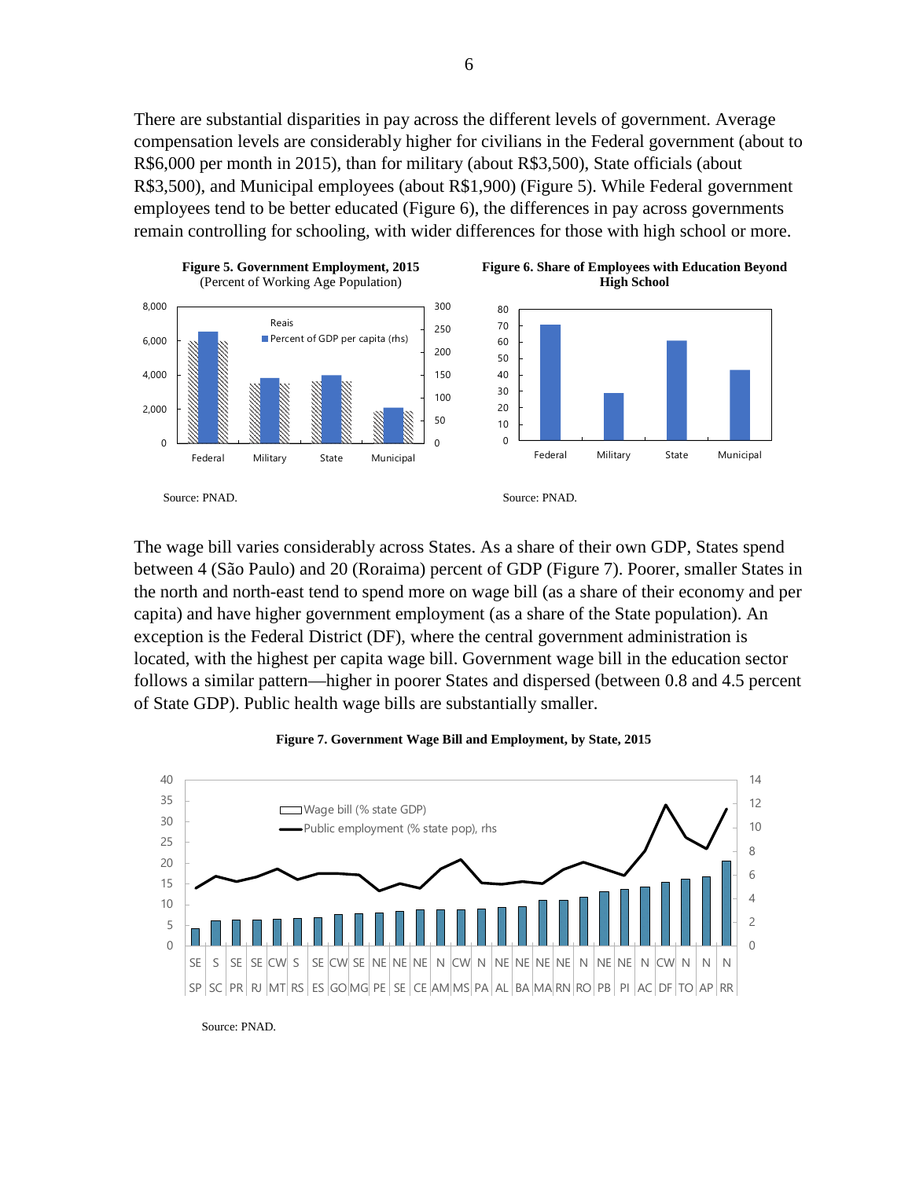There are substantial disparities in pay across the different levels of government. Average compensation levels are considerably higher for civilians in the Federal government (about to R$6,000 per month in 2015), than for military (about R$3,500), State officials (about R$3,500), and Municipal employees (about R$1,900) (Figure 5). While Federal government employees tend to be better educated (Figure 6), the differences in pay across governments remain controlling for schooling, with wider differences for those with high school or more.

**Figure 5. Government Employment, 2015**
(Percent of Working Age Population)

Source: PNAD.

**Figure 6. Share of Employees with Education Beyond High School**

Source: PNAD.

The wage bill varies considerably across States. As a share of their own GDP, States spend between 4 (São Paulo) and 20 (Roraima) percent of GDP (Figure 7). Poorer, smaller States in the north and north-east tend to spend more on wage bill (as a share of their economy and per capita) and have higher government employment (as a share of the State population). An exception is the Federal District (DF), where the central government administration is located, with the highest per capita wage bill. Government wage bill in the education sector follows a similar pattern—higher in poorer States and dispersed (between 0.8 and 4.5 percent of State GDP). Public health wage bills are substantially smaller.

**Figure 7. Government Wage Bill and Employment, by State, 2015**

Source: PNAD.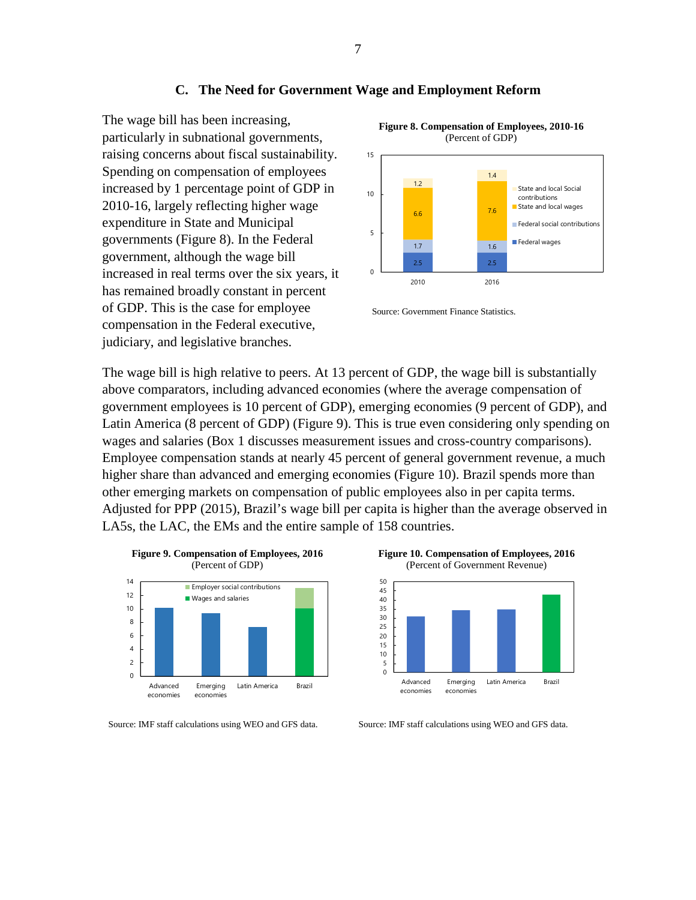## C. The Need for Government Wage and Employment Reform

The wage bill has been increasing, particularly in subnational governments, raising concerns about fiscal sustainability. Spending on compensation of employees increased by 1 percentage point of GDP in 2010-16, largely reflecting higher wage expenditure in State and Municipal governments (Figure 8). In the Federal government, although the wage bill increased in real terms over the six years, it has remained broadly constant in percent of GDP. This is the case for employee compensation in the Federal executive, judiciary, and legislative branches.

**Figure 8. Compensation of Employees, 2010-16**
(Percent of GDP)

| | 2010 | 2016 |
|---|---|---|
| Federal wages | 2.5 | 2.5 |
| Federal social contributions | 1.7 | 1.6 |
| State and local wages | 6.6 | 7.6 |
| State and local Social contributions | 1.2 | 1.4 |

Source: Government Finance Statistics.

The wage bill is high relative to peers. At 13 percent of GDP, the wage bill is substantially above comparators, including advanced economies (where the average compensation of government employees is 10 percent of GDP), emerging economies (9 percent of GDP), and Latin America (8 percent of GDP) (Figure 9). This is true even considering only spending on wages and salaries (Box 1 discusses measurement issues and cross-country comparisons). Employee compensation stands at nearly 45 percent of general government revenue, a much higher share than advanced and emerging economies (Figure 10). Brazil spends more than other emerging markets on compensation of public employees also in per capita terms. Adjusted for PPP (2015), Brazil's wage bill per capita is higher than the average observed in LA5s, the LAC, the EMs and the entire sample of 158 countries.

**Figure 9. Compensation of Employees, 2016**
(Percent of GDP)

Source: IMF staff calculations using WEO and GFS data.

**Figure 10. Compensation of Employees, 2016**
(Percent of Government Revenue)

Source: IMF staff calculations using WEO and GFS data.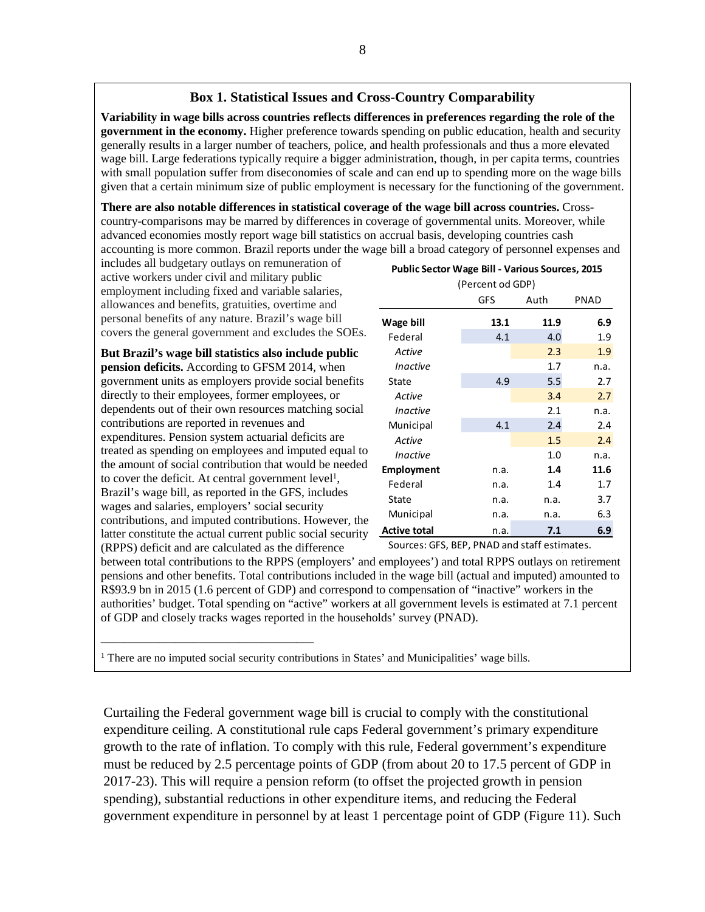## Box 1. Statistical Issues and Cross-Country Comparability

**Variability in wage bills across countries reflects differences in preferences regarding the role of the government in the economy.** Higher preference towards spending on public education, health and security generally results in a larger number of teachers, police, and health professionals and thus a more elevated wage bill. Large federations typically require a bigger administration, though, in per capita terms, countries with small population suffer from diseconomies of scale and can end up to spending more on the wage bills given that a certain minimum size of public employment is necessary for the functioning of the government.

**There are also notable differences in statistical coverage of the wage bill across countries.** Cross-country-comparisons may be marred by differences in coverage of governmental units. Moreover, while advanced economies mostly report wage bill statistics on accrual basis, developing countries cash accounting is more common. Brazil reports under the wage bill a broad category of personnel expenses and includes all budgetary outlays on remuneration of active workers under civil and military public employment including fixed and variable salaries, allowances and benefits, gratuities, overtime and personal benefits of any nature. Brazil's wage bill covers the general government and excludes the SOEs.

**Public Sector Wage Bill - Various Sources, 2015**

(Percent od GDP)

| | GFS | Auth | PNAD |
|---|---|---|---|
| **Wage bill** | **13.1** | **11.9** | **6.9** |
| Federal | 4.1 | 4.0 | 1.9 |
| *Active* | | 2.3 | 1.9 |
| *Inactive* | | 1.7 | n.a. |
| State | 4.9 | 5.5 | 2.7 |
| *Active* | | 3.4 | 2.7 |
| *Inactive* | | 2.1 | n.a. |
| Municipal | 4.1 | 2.4 | 2.4 |
| *Active* | | 1.5 | 2.4 |
| *Inactive* | | 1.0 | n.a. |
| **Employment** | n.a. | **1.4** | **11.6** |
| Federal | n.a. | 1.4 | 1.7 |
| State | n.a. | n.a. | 3.7 |
| Municipal | n.a. | n.a. | 6.3 |
| **Active total** | n.a. | **7.1** | **6.9** |

Sources: GFS, BEP, PNAD and staff estimates.

**But Brazil's wage bill statistics also include public pension deficits.** According to GFSM 2014, when government units as employers provide social benefits directly to their employees, former employees, or dependents out of their own resources matching social contributions are reported in revenues and expenditures. Pension system actuarial deficits are treated as spending on employees and imputed equal to the amount of social contribution that would be needed to cover the deficit. At central government level[1], Brazil's wage bill, as reported in the GFS, includes wages and salaries, employers' social security contributions, and imputed contributions. However, the latter constitute the actual current public social security (RPPS) deficit and are calculated as the difference between total contributions to the RPPS (employers' and employees') and total RPPS outlays on retirement pensions and other benefits. Total contributions included in the wage bill (actual and imputed) amounted to R$93.9 bn in 2015 (1.6 percent of GDP) and correspond to compensation of "inactive" workers in the authorities' budget. Total spending on "active" workers at all government levels is estimated at 7.1 percent of GDP and closely tracks wages reported in the households' survey (PNAD).

---

[1] There are no imputed social security contributions in States' and Municipalities' wage bills.

Curtailing the Federal government wage bill is crucial to comply with the constitutional expenditure ceiling. A constitutional rule caps Federal government's primary expenditure growth to the rate of inflation. To comply with this rule, Federal government's expenditure must be reduced by 2.5 percentage points of GDP (from about 20 to 17.5 percent of GDP in 2017-23). This will require a pension reform (to offset the projected growth in pension spending), substantial reductions in other expenditure items, and reducing the Federal government expenditure in personnel by at least 1 percentage point of GDP (Figure 11). Such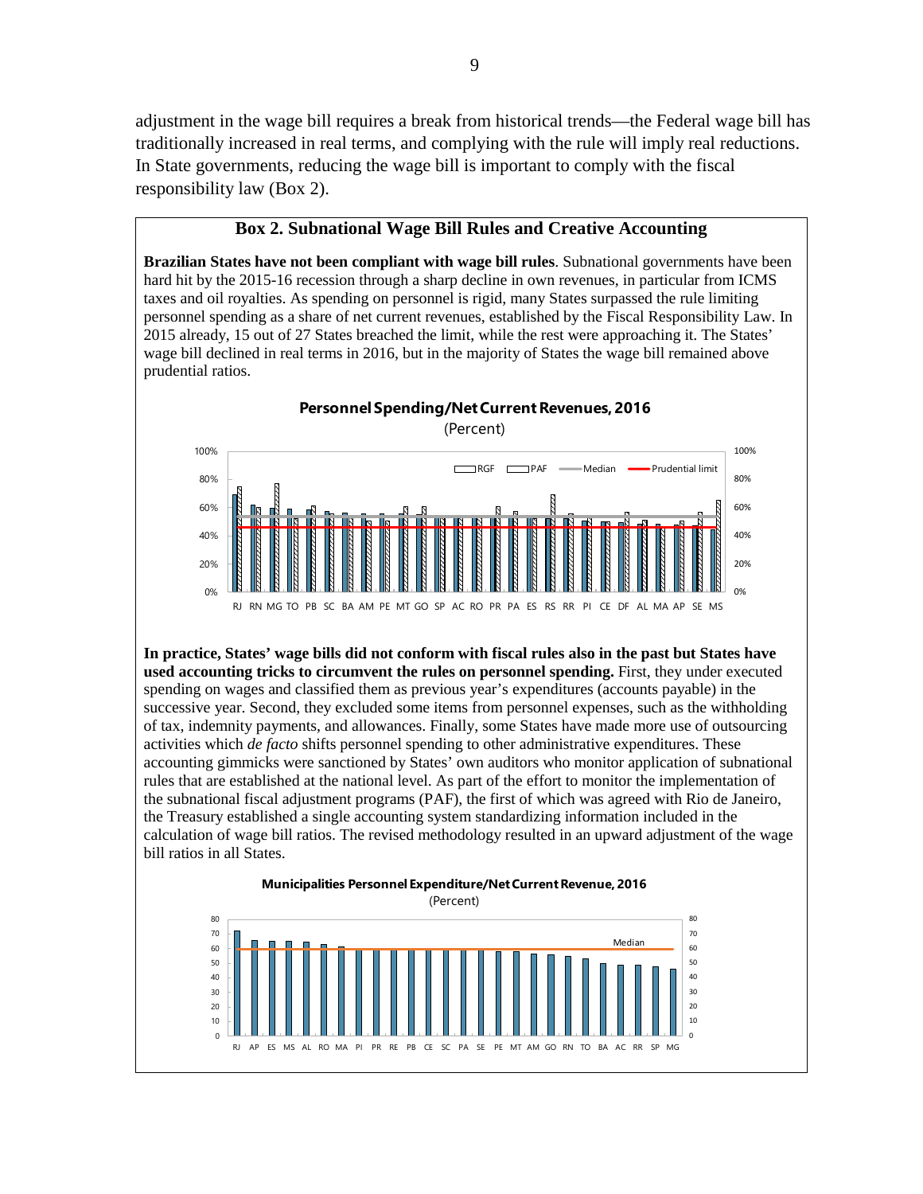adjustment in the wage bill requires a break from historical trends—the Federal wage bill has traditionally increased in real terms, and complying with the rule will imply real reductions. In State governments, reducing the wage bill is important to comply with the fiscal responsibility law (Box 2).

## Box 2. Subnational Wage Bill Rules and Creative Accounting

**Brazilian States have not been compliant with wage bill rules**. Subnational governments have been hard hit by the 2015-16 recession through a sharp decline in own revenues, in particular from ICMS taxes and oil royalties. As spending on personnel is rigid, many States surpassed the rule limiting personnel spending as a share of net current revenues, established by the Fiscal Responsibility Law. In 2015 already, 15 out of 27 States breached the limit, while the rest were approaching it. The States' wage bill declined in real terms in 2016, but in the majority of States the wage bill remained above prudential ratios.

**Personnel Spending/Net Current Revenues, 2016**
(Percent)

**In practice, States' wage bills did not conform with fiscal rules also in the past but States have used accounting tricks to circumvent the rules on personnel spending.** First, they under executed spending on wages and classified them as previous year's expenditures (accounts payable) in the successive year. Second, they excluded some items from personnel expenses, such as the withholding of tax, indemnity payments, and allowances. Finally, some States have made more use of outsourcing activities which *de facto* shifts personnel spending to other administrative expenditures. These accounting gimmicks were sanctioned by States' own auditors who monitor application of subnational rules that are established at the national level. As part of the effort to monitor the implementation of the subnational fiscal adjustment programs (PAF), the first of which was agreed with Rio de Janeiro, the Treasury established a single accounting system standardizing information included in the calculation of wage bill ratios. The revised methodology resulted in an upward adjustment of the wage bill ratios in all States.

**Municipalities Personnel Expenditure/Net Current Revenue, 2016**
(Percent)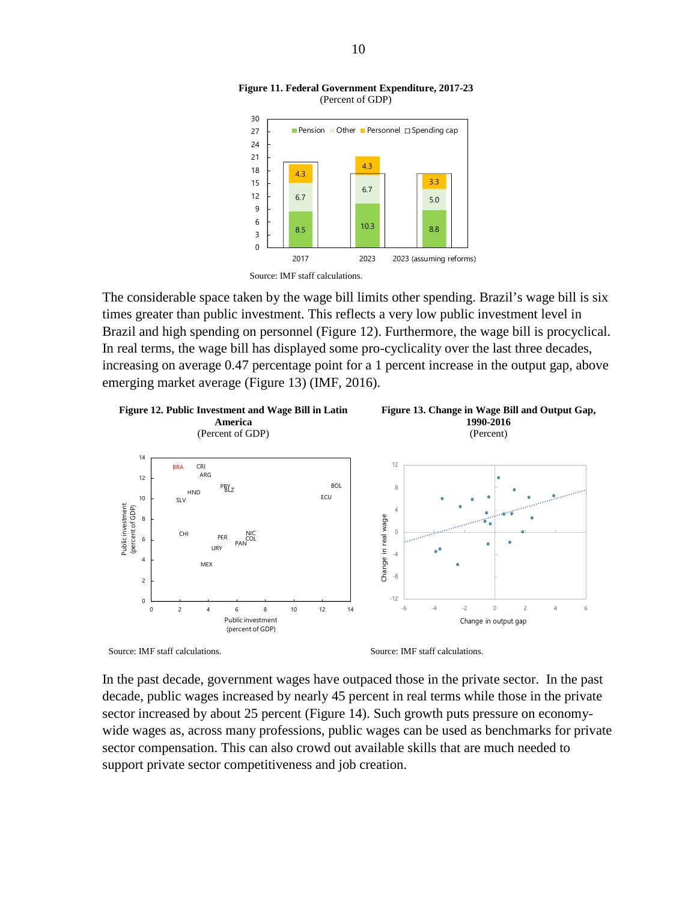**Figure 11. Federal Government Expenditure, 2017-23**
(Percent of GDP)

Source: IMF staff calculations.

The considerable space taken by the wage bill limits other spending. Brazil's wage bill is six times greater than public investment. This reflects a very low public investment level in Brazil and high spending on personnel (Figure 12). Furthermore, the wage bill is procyclical. In real terms, the wage bill has displayed some pro-cyclicality over the last three decades, increasing on average 0.47 percentage point for a 1 percent increase in the output gap, above emerging market average (Figure 13) (IMF, 2016).

**Figure 12. Public Investment and Wage Bill in Latin America**
(Percent of GDP)

Source: IMF staff calculations.

**Figure 13. Change in Wage Bill and Output Gap, 1990-2016**
(Percent)

Source: IMF staff calculations.

In the past decade, government wages have outpaced those in the private sector. In the past decade, public wages increased by nearly 45 percent in real terms while those in the private sector increased by about 25 percent (Figure 14). Such growth puts pressure on economy-wide wages as, across many professions, public wages can be used as benchmarks for private sector compensation. This can also crowd out available skills that are much needed to support private sector competitiveness and job creation.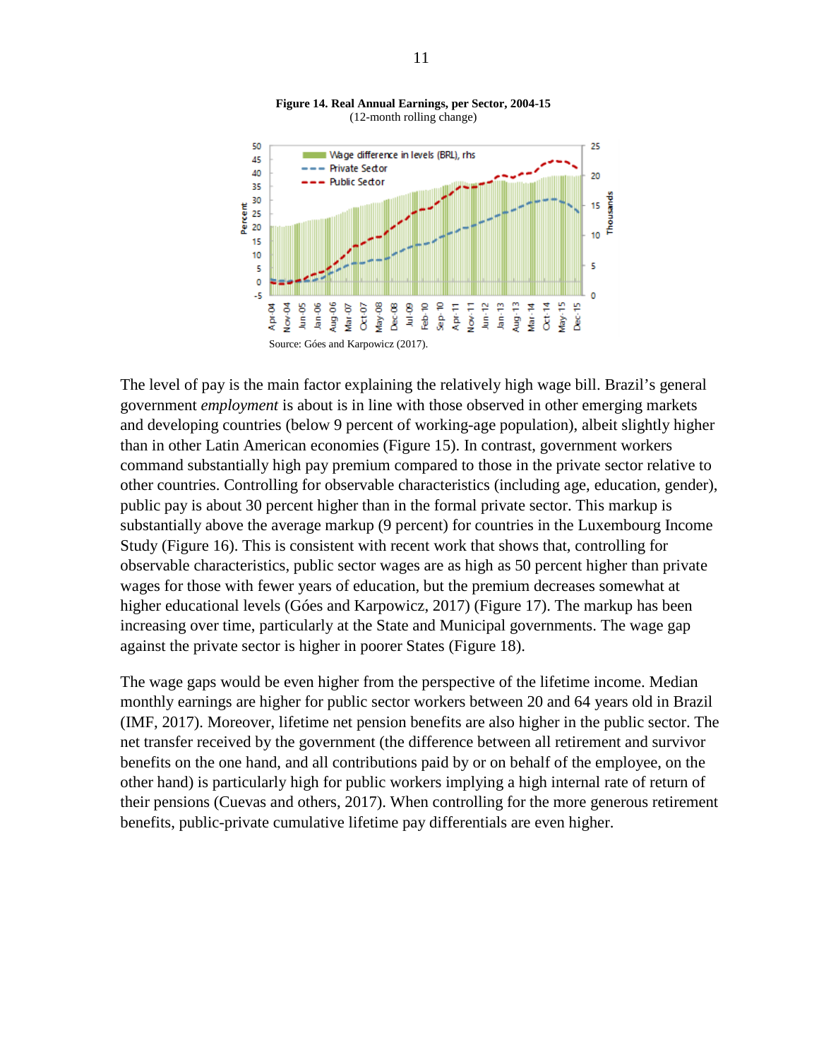**Figure 14. Real Annual Earnings, per Sector, 2004-15**
(12-month rolling change)

Source: Góes and Karpowicz (2017).

The level of pay is the main factor explaining the relatively high wage bill. Brazil's general government *employment* is about is in line with those observed in other emerging markets and developing countries (below 9 percent of working-age population), albeit slightly higher than in other Latin American economies (Figure 15). In contrast, government workers command substantially high pay premium compared to those in the private sector relative to other countries. Controlling for observable characteristics (including age, education, gender), public pay is about 30 percent higher than in the formal private sector. This markup is substantially above the average markup (9 percent) for countries in the Luxembourg Income Study (Figure 16). This is consistent with recent work that shows that, controlling for observable characteristics, public sector wages are as high as 50 percent higher than private wages for those with fewer years of education, but the premium decreases somewhat at higher educational levels (Góes and Karpowicz, 2017) (Figure 17). The markup has been increasing over time, particularly at the State and Municipal governments. The wage gap against the private sector is higher in poorer States (Figure 18).

The wage gaps would be even higher from the perspective of the lifetime income. Median monthly earnings are higher for public sector workers between 20 and 64 years old in Brazil (IMF, 2017). Moreover, lifetime net pension benefits are also higher in the public sector. The net transfer received by the government (the difference between all retirement and survivor benefits on the one hand, and all contributions paid by or on behalf of the employee, on the other hand) is particularly high for public workers implying a high internal rate of return of their pensions (Cuevas and others, 2017). When controlling for the more generous retirement benefits, public-private cumulative lifetime pay differentials are even higher.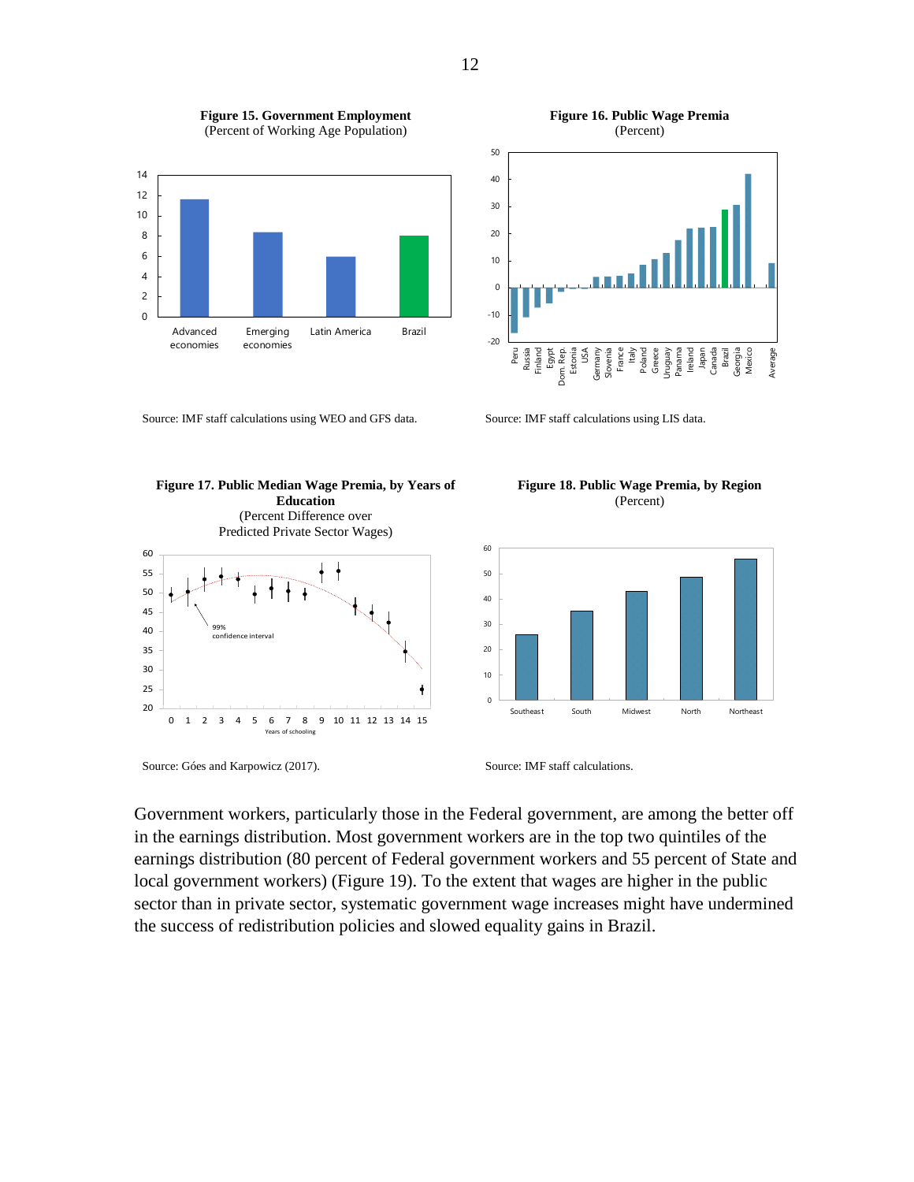**Figure 15. Government Employment**
(Percent of Working Age Population)

Source: IMF staff calculations using WEO and GFS data.

**Figure 16. Public Wage Premia**
(Percent)

Source: IMF staff calculations using LIS data.

**Figure 17. Public Median Wage Premia, by Years of Education**
(Percent Difference over Predicted Private Sector Wages)

Source: Góes and Karpowicz (2017).

**Figure 18. Public Wage Premia, by Region**
(Percent)

Source: IMF staff calculations.

Government workers, particularly those in the Federal government, are among the better off in the earnings distribution. Most government workers are in the top two quintiles of the earnings distribution (80 percent of Federal government workers and 55 percent of State and local government workers) (Figure 19). To the extent that wages are higher in the public sector than in private sector, systematic government wage increases might have undermined the success of redistribution policies and slowed equality gains in Brazil.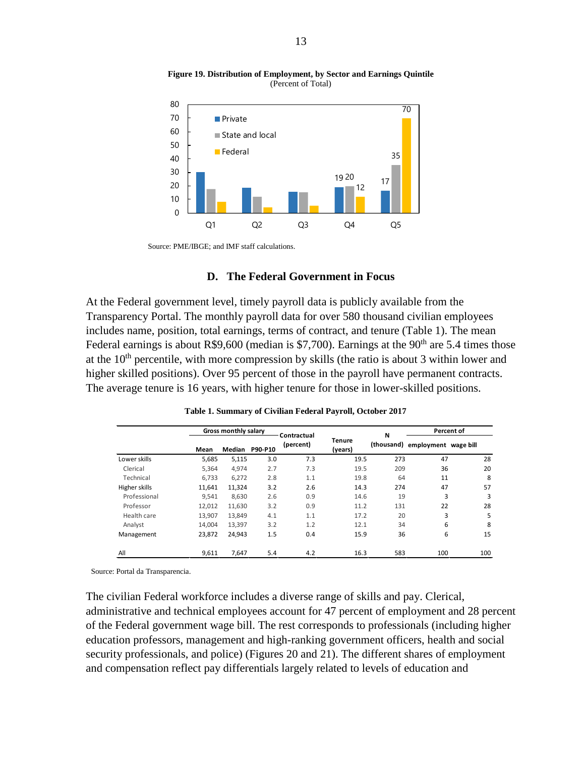**Figure 19. Distribution of Employment, by Sector and Earnings Quintile**
(Percent of Total)

Source: PME/IBGE; and IMF staff calculations.

## D. The Federal Government in Focus

At the Federal government level, timely payroll data is publicly available from the Transparency Portal. The monthly payroll data for over 580 thousand civilian employees includes name, position, total earnings, terms of contract, and tenure (Table 1). The mean Federal earnings is about R$9,600 (median is $7,700). Earnings at the 90th are 5.4 times those at the 10th percentile, with more compression by skills (the ratio is about 3 within lower and higher skilled positions). Over 95 percent of those in the payroll have permanent contracts. The average tenure is 16 years, with higher tenure for those in lower-skilled positions.

**Table 1. Summary of Civilian Federal Payroll, October 2017**

| | Gross monthly salary | | | Contractual (percent) | Tenure (years) | N (thousand) | Percent of | |
|---|---|---|---|---|---|---|---|---|
| | Mean | Median | P90-P10 | | | | employment | wage bill |
| Lower skills | 5,685 | 5,115 | 3.0 | 7.3 | 19.5 | 273 | 47 | 28 |
| Clerical | 5,364 | 4,974 | 2.7 | 7.3 | 19.5 | 209 | 36 | 20 |
| Technical | 6,733 | 6,272 | 2.8 | 1.1 | 19.8 | 64 | 11 | 8 |
| Higher skills | 11,641 | 11,324 | 3.2 | 2.6 | 14.3 | 274 | 47 | 57 |
| Professional | 9,541 | 8,630 | 2.6 | 0.9 | 14.6 | 19 | 3 | 3 |
| Professor | 12,012 | 11,630 | 3.2 | 0.9 | 11.2 | 131 | 22 | 28 |
| Health care | 13,907 | 13,849 | 4.1 | 1.1 | 17.2 | 20 | 3 | 5 |
| Analyst | 14,004 | 13,397 | 3.2 | 1.2 | 12.1 | 34 | 6 | 8 |
| Management | 23,872 | 24,943 | 1.5 | 0.4 | 15.9 | 36 | 6 | 15 |
| All | 9,611 | 7,647 | 5.4 | 4.2 | 16.3 | 583 | 100 | 100 |

Source: Portal da Transparencia.

The civilian Federal workforce includes a diverse range of skills and pay. Clerical, administrative and technical employees account for 47 percent of employment and 28 percent of the Federal government wage bill. The rest corresponds to professionals (including higher education professors, management and high-ranking government officers, health and social security professionals, and police) (Figures 20 and 21). The different shares of employment and compensation reflect pay differentials largely related to levels of education and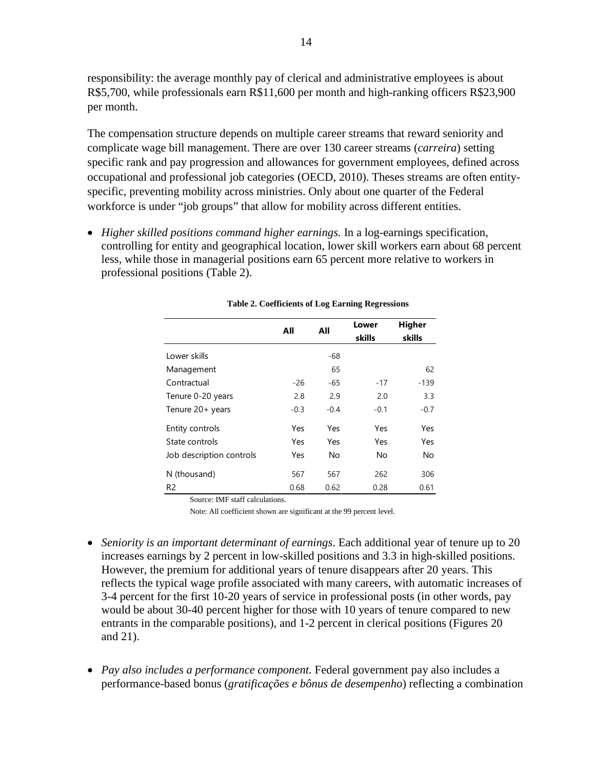responsibility: the average monthly pay of clerical and administrative employees is about R$5,700, while professionals earn R$11,600 per month and high-ranking officers R$23,900 per month.

The compensation structure depends on multiple career streams that reward seniority and complicate wage bill management. There are over 130 career streams (*carreira*) setting specific rank and pay progression and allowances for government employees, defined across occupational and professional job categories (OECD, 2010). Theses streams are often entity-specific, preventing mobility across ministries. Only about one quarter of the Federal workforce is under "job groups" that allow for mobility across different entities.

- *Higher skilled positions command higher earnings.* In a log-earnings specification, controlling for entity and geographical location, lower skill workers earn about 68 percent less, while those in managerial positions earn 65 percent more relative to workers in professional positions (Table 2).

**Table 2. Coefficients of Log Earning Regressions**

| | All | All | Lower skills | Higher skills |
|---|---|---|---|---|
| Lower skills | | -68 | | |
| Management | | 65 | | 62 |
| Contractual | -26 | -65 | -17 | -139 |
| Tenure 0-20 years | 2.8 | 2.9 | 2.0 | 3.3 |
| Tenure 20+ years | -0.3 | -0.4 | -0.1 | -0.7 |
| Entity controls | Yes | Yes | Yes | Yes |
| State controls | Yes | Yes | Yes | Yes |
| Job description controls | Yes | No | No | No |
| N (thousand) | 567 | 567 | 262 | 306 |
| R2 | 0.68 | 0.62 | 0.28 | 0.61 |

Source: IMF staff calculations.

Note: All coefficient shown are significant at the 99 percent level.

- *Seniority is an important determinant of earnings*. Each additional year of tenure up to 20 increases earnings by 2 percent in low-skilled positions and 3.3 in high-skilled positions. However, the premium for additional years of tenure disappears after 20 years. This reflects the typical wage profile associated with many careers, with automatic increases of 3-4 percent for the first 10-20 years of service in professional posts (in other words, pay would be about 30-40 percent higher for those with 10 years of tenure compared to new entrants in the comparable positions), and 1-2 percent in clerical positions (Figures 20 and 21).

- *Pay also includes a performance component.* Federal government pay also includes a performance-based bonus (*gratificações e bônus de desempenho*) reflecting a combination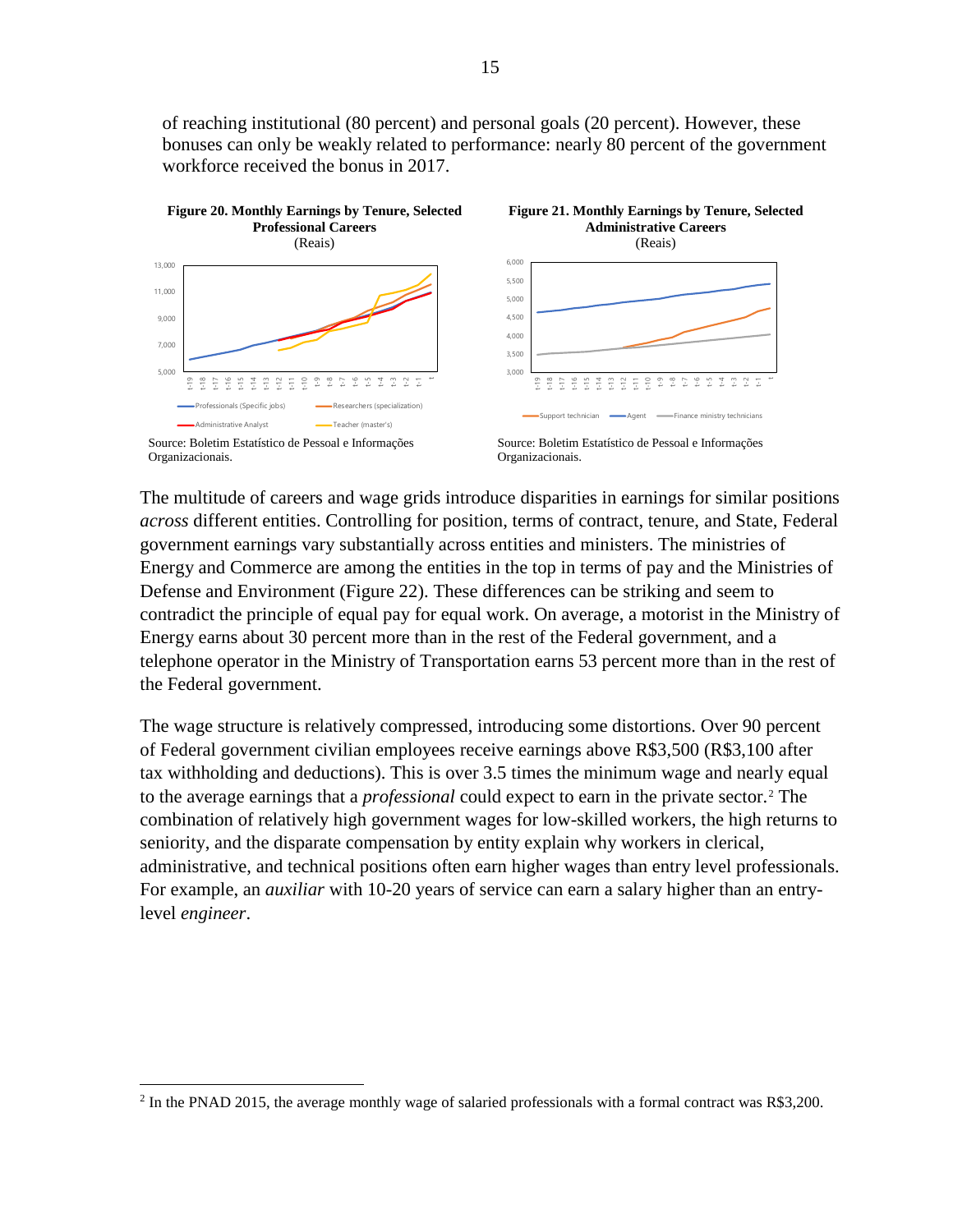of reaching institutional (80 percent) and personal goals (20 percent). However, these bonuses can only be weakly related to performance: nearly 80 percent of the government workforce received the bonus in 2017.

**Figure 20. Monthly Earnings by Tenure, Selected Professional Careers**
(Reais)

Source: Boletim Estatístico de Pessoal e Informações Organizacionais.

**Figure 21. Monthly Earnings by Tenure, Selected Administrative Careers**
(Reais)

Source: Boletim Estatístico de Pessoal e Informações Organizacionais.

The multitude of careers and wage grids introduce disparities in earnings for similar positions *across* different entities. Controlling for position, terms of contract, tenure, and State, Federal government earnings vary substantially across entities and ministers. The ministries of Energy and Commerce are among the entities in the top in terms of pay and the Ministries of Defense and Environment (Figure 22). These differences can be striking and seem to contradict the principle of equal pay for equal work. On average, a motorist in the Ministry of Energy earns about 30 percent more than in the rest of the Federal government, and a telephone operator in the Ministry of Transportation earns 53 percent more than in the rest of the Federal government.

The wage structure is relatively compressed, introducing some distortions. Over 90 percent of Federal government civilian employees receive earnings above R$3,500 (R$3,100 after tax withholding and deductions). This is over 3.5 times the minimum wage and nearly equal to the average earnings that a *professional* could expect to earn in the private sector.[2] The combination of relatively high government wages for low-skilled workers, the high returns to seniority, and the disparate compensation by entity explain why workers in clerical, administrative, and technical positions often earn higher wages than entry level professionals. For example, an *auxiliar* with 10-20 years of service can earn a salary higher than an entry-level *engineer*.

[2] In the PNAD 2015, the average monthly wage of salaried professionals with a formal contract was R$3,200.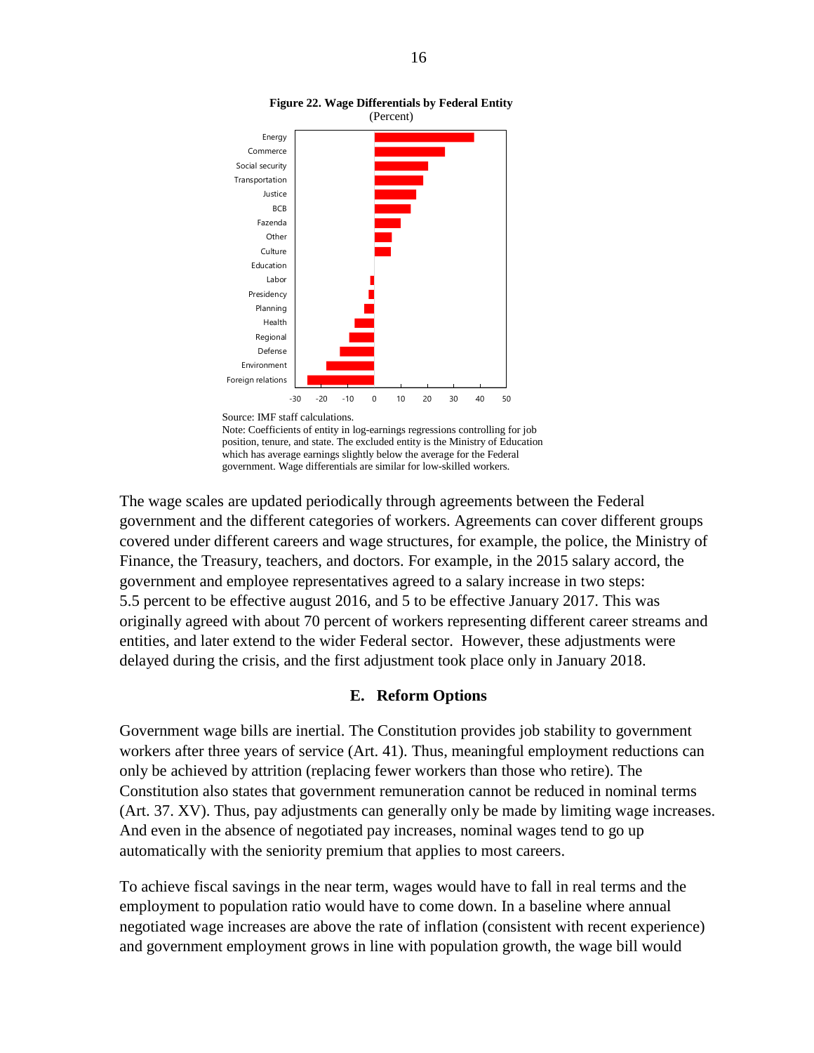**Figure 22. Wage Differentials by Federal Entity**
(Percent)

Source: IMF staff calculations.
Note: Coefficients of entity in log-earnings regressions controlling for job position, tenure, and state. The excluded entity is the Ministry of Education which has average earnings slightly below the average for the Federal government. Wage differentials are similar for low-skilled workers.

The wage scales are updated periodically through agreements between the Federal government and the different categories of workers. Agreements can cover different groups covered under different careers and wage structures, for example, the police, the Ministry of Finance, the Treasury, teachers, and doctors. For example, in the 2015 salary accord, the government and employee representatives agreed to a salary increase in two steps: 5.5 percent to be effective august 2016, and 5 to be effective January 2017. This was originally agreed with about 70 percent of workers representing different career streams and entities, and later extend to the wider Federal sector. However, these adjustments were delayed during the crisis, and the first adjustment took place only in January 2018.

## E. Reform Options

Government wage bills are inertial. The Constitution provides job stability to government workers after three years of service (Art. 41). Thus, meaningful employment reductions can only be achieved by attrition (replacing fewer workers than those who retire). The Constitution also states that government remuneration cannot be reduced in nominal terms (Art. 37. XV). Thus, pay adjustments can generally only be made by limiting wage increases. And even in the absence of negotiated pay increases, nominal wages tend to go up automatically with the seniority premium that applies to most careers.

To achieve fiscal savings in the near term, wages would have to fall in real terms and the employment to population ratio would have to come down. In a baseline where annual negotiated wage increases are above the rate of inflation (consistent with recent experience) and government employment grows in line with population growth, the wage bill would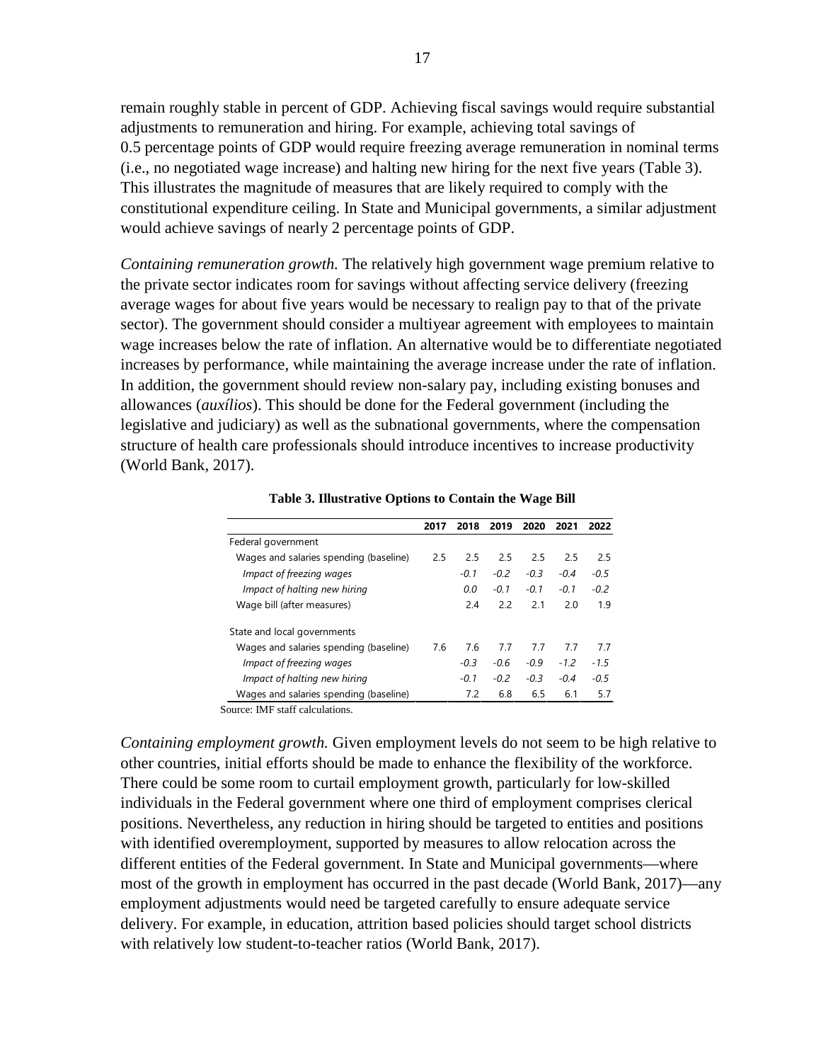remain roughly stable in percent of GDP. Achieving fiscal savings would require substantial adjustments to remuneration and hiring. For example, achieving total savings of 0.5 percentage points of GDP would require freezing average remuneration in nominal terms (i.e., no negotiated wage increase) and halting new hiring for the next five years (Table 3). This illustrates the magnitude of measures that are likely required to comply with the constitutional expenditure ceiling. In State and Municipal governments, a similar adjustment would achieve savings of nearly 2 percentage points of GDP.

*Containing remuneration growth.* The relatively high government wage premium relative to the private sector indicates room for savings without affecting service delivery (freezing average wages for about five years would be necessary to realign pay to that of the private sector). The government should consider a multiyear agreement with employees to maintain wage increases below the rate of inflation. An alternative would be to differentiate negotiated increases by performance, while maintaining the average increase under the rate of inflation. In addition, the government should review non-salary pay, including existing bonuses and allowances (*auxílios*). This should be done for the Federal government (including the legislative and judiciary) as well as the subnational governments, where the compensation structure of health care professionals should introduce incentives to increase productivity (World Bank, 2017).

**Table 3. Illustrative Options to Contain the Wage Bill**

| | 2017 | 2018 | 2019 | 2020 | 2021 | 2022 |
|---|---|---|---|---|---|---|
| Federal government | | | | | | |
| Wages and salaries spending (baseline) | 2.5 | 2.5 | 2.5 | 2.5 | 2.5 | 2.5 |
| *Impact of freezing wages* | | *-0.1* | *-0.2* | *-0.3* | *-0.4* | *-0.5* |
| *Impact of halting new hiring* | | *0.0* | *-0.1* | *-0.1* | *-0.1* | *-0.2* |
| Wage bill (after measures) | | 2.4 | 2.2 | 2.1 | 2.0 | 1.9 |
| State and local governments | | | | | | |
| Wages and salaries spending (baseline) | 7.6 | 7.6 | 7.7 | 7.7 | 7.7 | 7.7 |
| *Impact of freezing wages* | | *-0.3* | *-0.6* | *-0.9* | *-1.2* | *-1.5* |
| *Impact of halting new hiring* | | *-0.1* | *-0.2* | *-0.3* | *-0.4* | *-0.5* |
| Wages and salaries spending (baseline) | | 7.2 | 6.8 | 6.5 | 6.1 | 5.7 |

Source: IMF staff calculations.

*Containing employment growth.* Given employment levels do not seem to be high relative to other countries, initial efforts should be made to enhance the flexibility of the workforce. There could be some room to curtail employment growth, particularly for low-skilled individuals in the Federal government where one third of employment comprises clerical positions. Nevertheless, any reduction in hiring should be targeted to entities and positions with identified overemployment, supported by measures to allow relocation across the different entities of the Federal government. In State and Municipal governments—where most of the growth in employment has occurred in the past decade (World Bank, 2017)—any employment adjustments would need be targeted carefully to ensure adequate service delivery. For example, in education, attrition based policies should target school districts with relatively low student-to-teacher ratios (World Bank, 2017).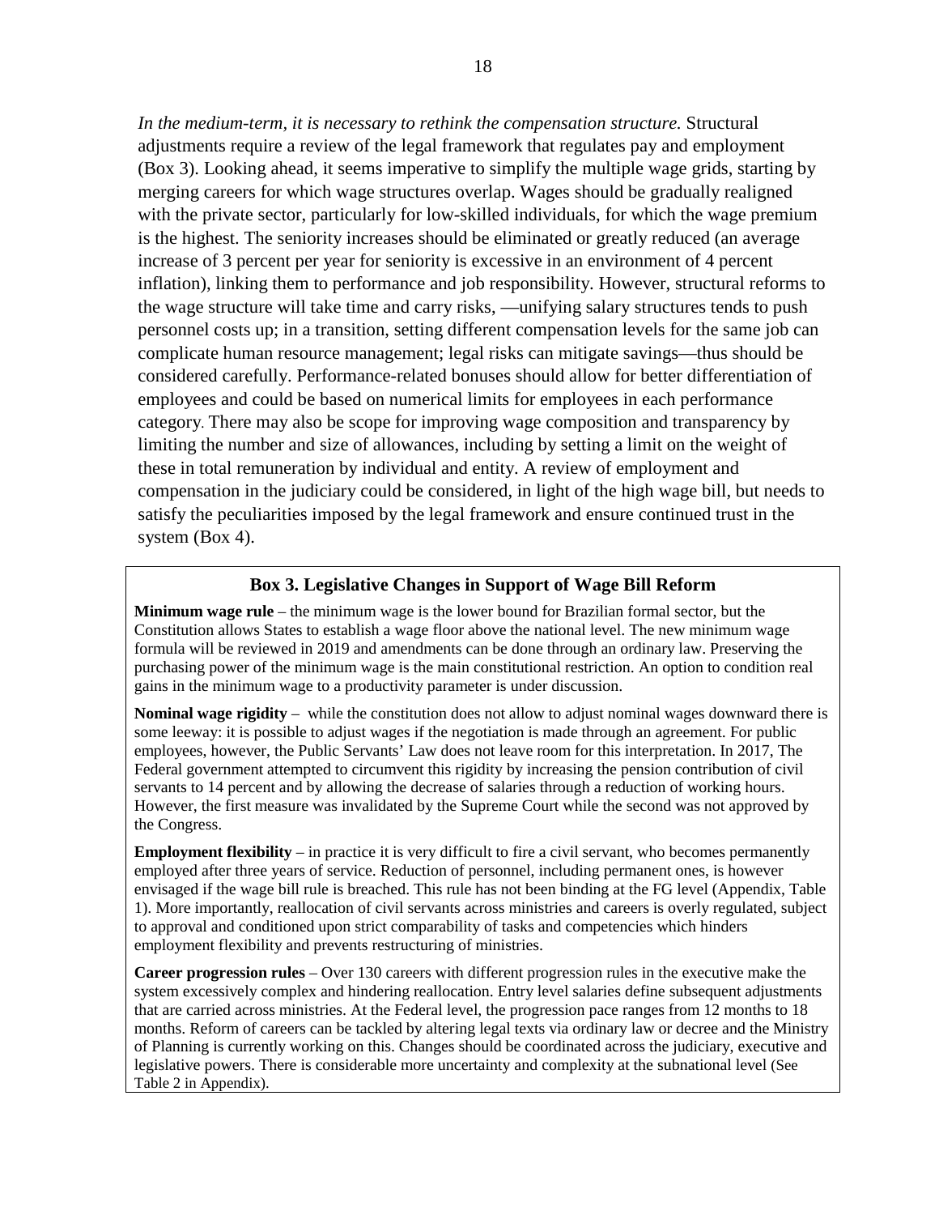*In the medium-term, it is necessary to rethink the compensation structure.* Structural adjustments require a review of the legal framework that regulates pay and employment (Box 3). Looking ahead, it seems imperative to simplify the multiple wage grids, starting by merging careers for which wage structures overlap. Wages should be gradually realigned with the private sector, particularly for low-skilled individuals, for which the wage premium is the highest. The seniority increases should be eliminated or greatly reduced (an average increase of 3 percent per year for seniority is excessive in an environment of 4 percent inflation), linking them to performance and job responsibility. However, structural reforms to the wage structure will take time and carry risks, —unifying salary structures tends to push personnel costs up; in a transition, setting different compensation levels for the same job can complicate human resource management; legal risks can mitigate savings—thus should be considered carefully. Performance-related bonuses should allow for better differentiation of employees and could be based on numerical limits for employees in each performance category. There may also be scope for improving wage composition and transparency by limiting the number and size of allowances, including by setting a limit on the weight of these in total remuneration by individual and entity. A review of employment and compensation in the judiciary could be considered, in light of the high wage bill, but needs to satisfy the peculiarities imposed by the legal framework and ensure continued trust in the system (Box 4).

### Box 3. Legislative Changes in Support of Wage Bill Reform

**Minimum wage rule** – the minimum wage is the lower bound for Brazilian formal sector, but the Constitution allows States to establish a wage floor above the national level. The new minimum wage formula will be reviewed in 2019 and amendments can be done through an ordinary law. Preserving the purchasing power of the minimum wage is the main constitutional restriction. An option to condition real gains in the minimum wage to a productivity parameter is under discussion.

**Nominal wage rigidity** – while the constitution does not allow to adjust nominal wages downward there is some leeway: it is possible to adjust wages if the negotiation is made through an agreement. For public employees, however, the Public Servants' Law does not leave room for this interpretation. In 2017, The Federal government attempted to circumvent this rigidity by increasing the pension contribution of civil servants to 14 percent and by allowing the decrease of salaries through a reduction of working hours. However, the first measure was invalidated by the Supreme Court while the second was not approved by the Congress.

**Employment flexibility** – in practice it is very difficult to fire a civil servant, who becomes permanently employed after three years of service. Reduction of personnel, including permanent ones, is however envisaged if the wage bill rule is breached. This rule has not been binding at the FG level (Appendix, Table 1). More importantly, reallocation of civil servants across ministries and careers is overly regulated, subject to approval and conditioned upon strict comparability of tasks and competencies which hinders employment flexibility and prevents restructuring of ministries.

**Career progression rules** – Over 130 careers with different progression rules in the executive make the system excessively complex and hindering reallocation. Entry level salaries define subsequent adjustments that are carried across ministries. At the Federal level, the progression pace ranges from 12 months to 18 months. Reform of careers can be tackled by altering legal texts via ordinary law or decree and the Ministry of Planning is currently working on this. Changes should be coordinated across the judiciary, executive and legislative powers. There is considerable more uncertainty and complexity at the subnational level (See Table 2 in Appendix).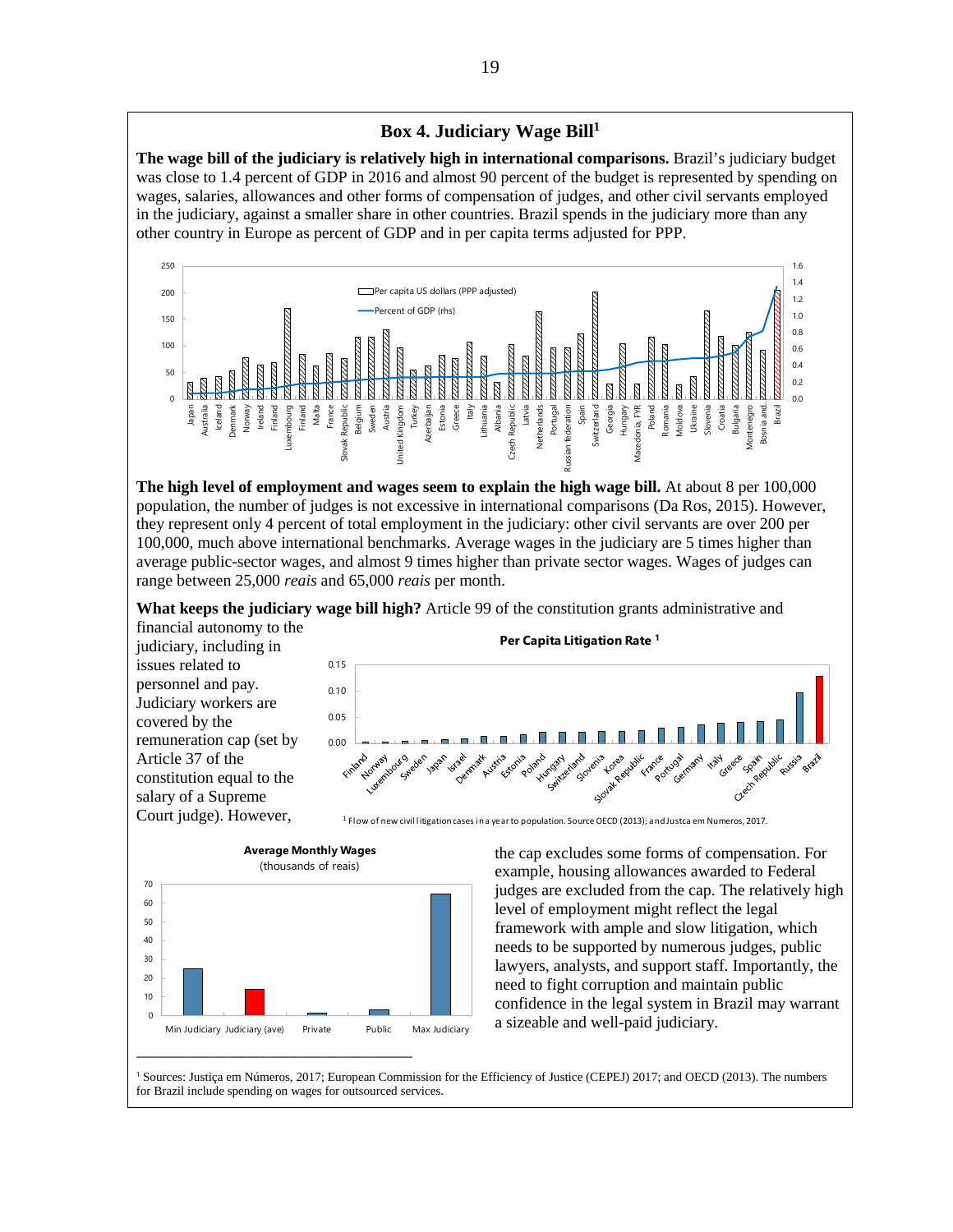## Box 4. Judiciary Wage Bill[1]

**The wage bill of the judiciary is relatively high in international comparisons.** Brazil's judiciary budget was close to 1.4 percent of GDP in 2016 and almost 90 percent of the budget is represented by spending on wages, salaries, allowances and other forms of compensation of judges, and other civil servants employed in the judiciary, against a smaller share in other countries. Brazil spends in the judiciary more than any other country in Europe as percent of GDP and in per capita terms adjusted for PPP.

**The high level of employment and wages seem to explain the high wage bill.** At about 8 per 100,000 population, the number of judges is not excessive in international comparisons (Da Ros, 2015). However, they represent only 4 percent of total employment in the judiciary: other civil servants are over 200 per 100,000, much above international benchmarks. Average wages in the judiciary are 5 times higher than average public-sector wages, and almost 9 times higher than private sector wages. Wages of judges can range between 25,000 *reais* and 65,000 *reais* per month.

**What keeps the judiciary wage bill high?** Article 99 of the constitution grants administrative and financial autonomy to the judiciary, including in issues related to personnel and pay. Judiciary workers are covered by the remuneration cap (set by Article 37 of the constitution equal to the salary of a Supreme Court judge). However, the cap excludes some forms of compensation. For example, housing allowances awarded to Federal judges are excluded from the cap. The relatively high level of employment might reflect the legal framework with ample and slow litigation, which needs to be supported by numerous judges, public lawyers, analysts, and support staff. Importantly, the need to fight corruption and maintain public confidence in the legal system in Brazil may warrant a sizeable and well-paid judiciary.

**Per Capita Litigation Rate** [1]

[1] Flow of new civil litigation cases in a year to population. Source OECD (2013); and Justca em Numeros, 2017.

**Average Monthly Wages** (thousands of reais)

---

[1] Sources: Justiça em Números, 2017; European Commission for the Efficiency of Justice (CEPEJ) 2017; and OECD (2013). The numbers for Brazil include spending on wages for outsourced services.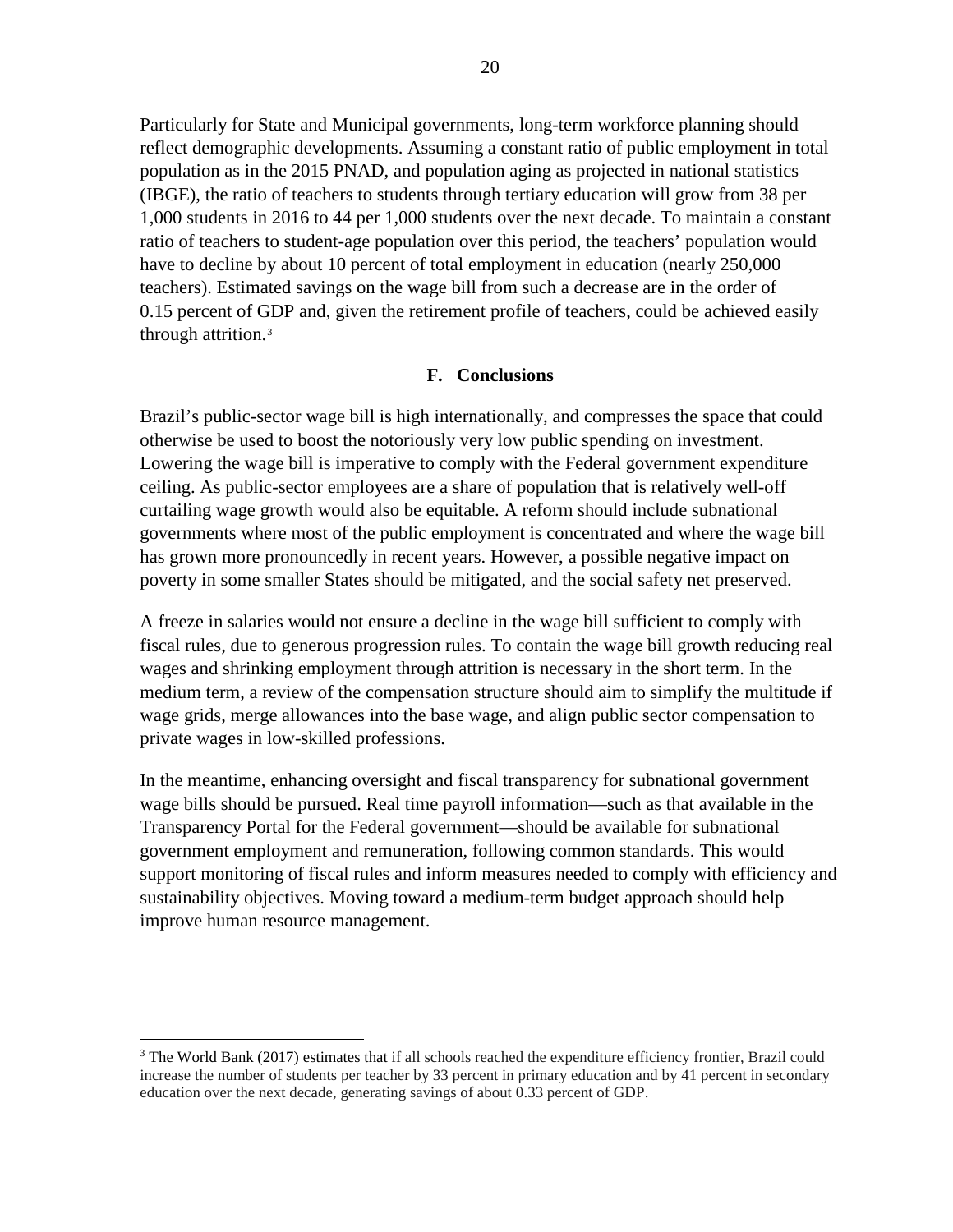Particularly for State and Municipal governments, long-term workforce planning should reflect demographic developments. Assuming a constant ratio of public employment in total population as in the 2015 PNAD, and population aging as projected in national statistics (IBGE), the ratio of teachers to students through tertiary education will grow from 38 per 1,000 students in 2016 to 44 per 1,000 students over the next decade. To maintain a constant ratio of teachers to student-age population over this period, the teachers' population would have to decline by about 10 percent of total employment in education (nearly 250,000 teachers). Estimated savings on the wage bill from such a decrease are in the order of 0.15 percent of GDP and, given the retirement profile of teachers, could be achieved easily through attrition.[3]

## F. Conclusions

Brazil's public-sector wage bill is high internationally, and compresses the space that could otherwise be used to boost the notoriously very low public spending on investment. Lowering the wage bill is imperative to comply with the Federal government expenditure ceiling. As public-sector employees are a share of population that is relatively well-off curtailing wage growth would also be equitable. A reform should include subnational governments where most of the public employment is concentrated and where the wage bill has grown more pronouncedly in recent years. However, a possible negative impact on poverty in some smaller States should be mitigated, and the social safety net preserved.

A freeze in salaries would not ensure a decline in the wage bill sufficient to comply with fiscal rules, due to generous progression rules. To contain the wage bill growth reducing real wages and shrinking employment through attrition is necessary in the short term. In the medium term, a review of the compensation structure should aim to simplify the multitude if wage grids, merge allowances into the base wage, and align public sector compensation to private wages in low-skilled professions.

In the meantime, enhancing oversight and fiscal transparency for subnational government wage bills should be pursued. Real time payroll information—such as that available in the Transparency Portal for the Federal government—should be available for subnational government employment and remuneration, following common standards. This would support monitoring of fiscal rules and inform measures needed to comply with efficiency and sustainability objectives. Moving toward a medium-term budget approach should help improve human resource management.

---

[3] The World Bank (2017) estimates that if all schools reached the expenditure efficiency frontier, Brazil could increase the number of students per teacher by 33 percent in primary education and by 41 percent in secondary education over the next decade, generating savings of about 0.33 percent of GDP.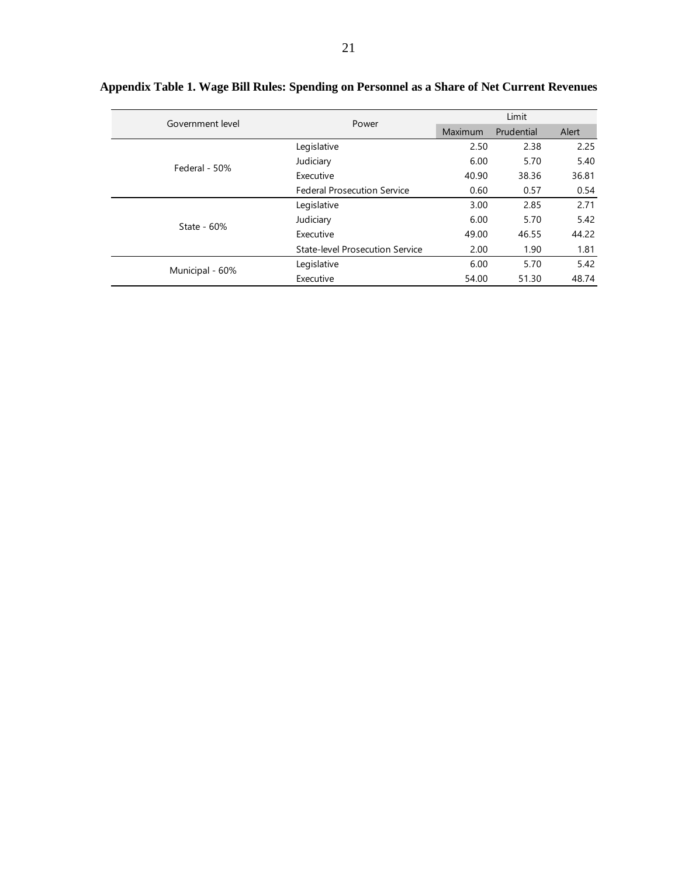**Appendix Table 1. Wage Bill Rules: Spending on Personnel as a Share of Net Current Revenues**

| Government level | Power | Limit | | |
|---|---|---|---|---|
| | | Maximum | Prudential | Alert |
| Federal - 50% | Legislative | 2.50 | 2.38 | 2.25 |
| | Judiciary | 6.00 | 5.70 | 5.40 |
| | Executive | 40.90 | 38.36 | 36.81 |
| | Federal Prosecution Service | 0.60 | 0.57 | 0.54 |
| State - 60% | Legislative | 3.00 | 2.85 | 2.71 |
| | Judiciary | 6.00 | 5.70 | 5.42 |
| | Executive | 49.00 | 46.55 | 44.22 |
| | State-level Prosecution Service | 2.00 | 1.90 | 1.81 |
| Municipal - 60% | Legislative | 6.00 | 5.70 | 5.42 |
| | Executive | 54.00 | 51.30 | 48.74 |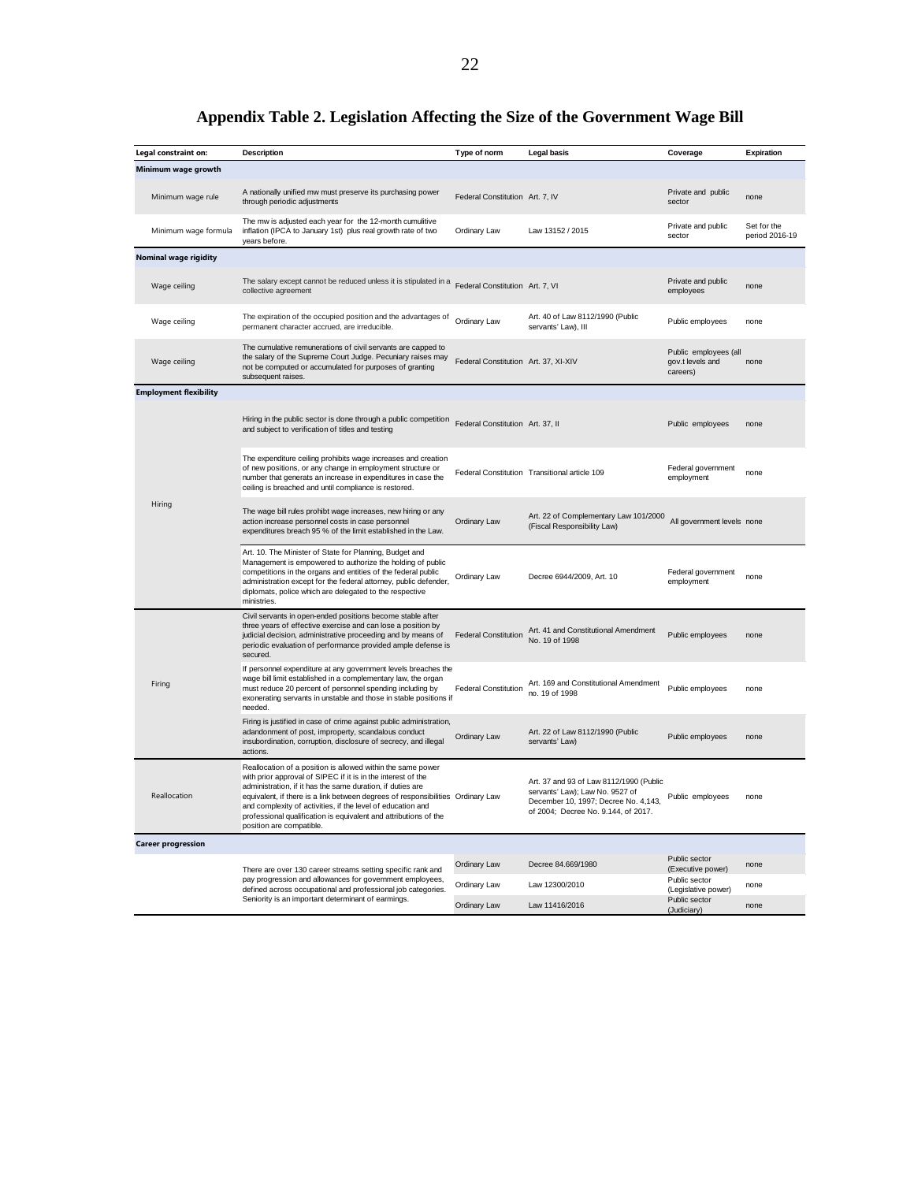## Appendix Table 2. Legislation Affecting the Size of the Government Wage Bill

| Legal constraint on: | Description | Type of norm | Legal basis | Coverage | Expiration |
|---|---|---|---|---|---|
| **Minimum wage growth** | | | | | |
| Minimum wage rule | A nationally unified mw must preserve its purchasing power through periodic adjustments | Federal Constitution | Art. 7, IV | Private and public sector | none |
| Minimum wage formula | The mw is adjusted each year for the 12-month cumulitive inflation (IPCA to January 1st) plus real growth rate of two years before. | Ordinary Law | Law 13152 / 2015 | Private and public sector | Set for the period 2016-19 |
| **Nominal wage rigidity** | | | | | |
| Wage ceiling | The salary except cannot be reduced unless it is stipulated in a collective agreement | Federal Constitution | Art. 7, VI | Private and public employees | none |
| Wage ceiling | The expiration of the occupied position and the advantages of permanent character accrued, are irreducible. | Ordinary Law | Art. 40 of Law 8112/1990 (Public servants' Law), III | Public employees | none |
| Wage ceiling | The cumulative remunerations of civil servants are capped to the salary of the Supreme Court Judge. Pecuniary raises may not be computed or accumulated for purposes of granting subsequent raises. | Federal Constitution | Art. 37, XI-XIV | Public employees (all gov.t levels and careers) | none |
| **Employment flexibility** | | | | | |
| Hiring | Hiring in the public sector is done through a public competition and subject to verification of titles and testing | Federal Constitution | Art. 37, II | Public employees | none |
| | The expenditure ceiling prohibits wage increases and creation of new positions, or any change in employment structure or number that generates an increase in expenditures in case the ceiling is breached and until compliance is restored. | Federal Constitution | Transitional article 109 | Federal government employment | none |
| | The wage bill rules prohibt wage increases, new hiring or any action increase personnel costs in case personnel expenditures breach 95 % of the limit established in the Law. | Ordinary Law | Art. 22 of Complementary Law 101/2000 (Fiscal Responsibility Law) | All government levels | none |
| | Art. 10. The Minister of State for Planning, Budget and Management is empowered to authorize the holding of public competitions in the organs and entities of the federal public administration except for the federal attorney, public defender, diplomats, police which are delegated to the respective ministries. | Ordinary Law | Decree 6944/2009, Art. 10 | Federal government employment | none |
| Firing | Civil servants in open-ended positions become stable after three years of effective exercise and can lose a position by judicial decision, administrative proceeding and by means of periodic evaluation of performance provided ample defense is secured. | Federal Constitution | Art. 41 and Constitutional Amendment No. 19 of 1998 | Public employees | none |
| | If personnel expenditure at any government levels breaches the wage bill limit established in a complementary law, the organ must reduce 20 percent of personnel spending including by exonerating servants in unstable and those in stable positions if needed. | Federal Constitution | Art. 169 and Constitutional Amendment no. 19 of 1998 | Public employees | none |
| | Firing is justified in case of crime against public administration, adandonment of post, improperty, scandalous conduct insubordination, corruption, disclosure of secrecy, and illegal actions. | Ordinary Law | Art. 22 of Law 8112/1990 (Public servants' Law) | Public employees | none |
| Reallocation | Reallocation of a position is allowed within the same power with prior approval of SIPEC if it is in the interest of the administration, if it has the same duration, if duties are equivalent, if there is a link between degrees of responsibilities and complexity of activities, if the level of education and professional qualification is equivalent and attributions of the position are compatible. | Ordinary Law | Art. 37 and 93 of Law 8112/1990 (Public servants' Law); Law No. 9527 of December 10, 1997; Decree No. 4,143, of 2004; Decree No. 9.144, of 2017. | Public employees | none |
| **Career progression** | | | | | |
| | There are over 130 career streams setting specific rank and pay progression and allowances for government employees, defined across occupational and professional job categories. Seniority is an important determinant of earnings. | Ordinary Law | Decree 84.669/1980 | Public sector (Executive power) | none |
| | | Ordinary Law | Law 12300/2010 | Public sector (Legislative power) | none |
| | | Ordinary Law | Law 11416/2016 | Public sector (Judiciary) | none |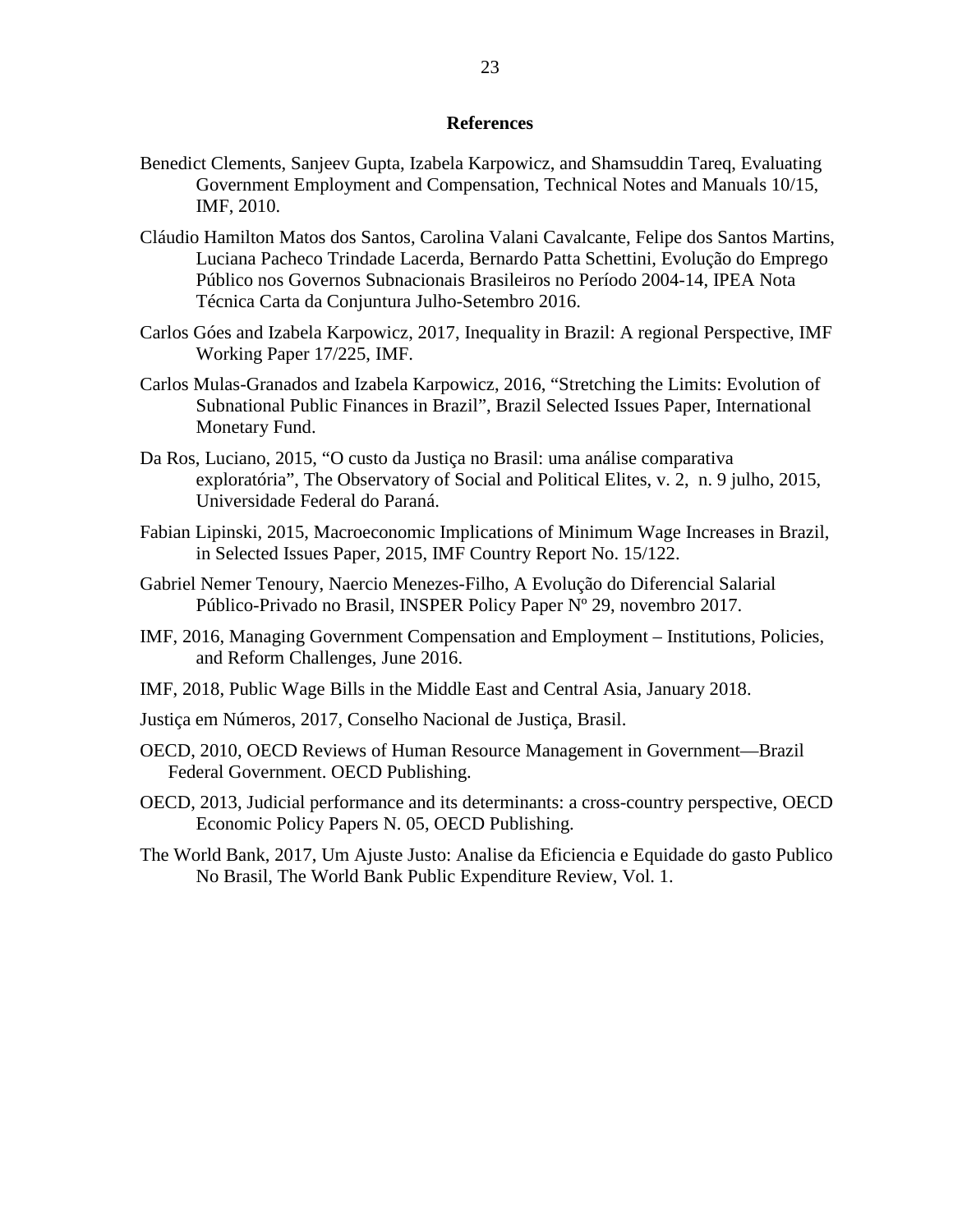## References

Benedict Clements, Sanjeev Gupta, Izabela Karpowicz, and Shamsuddin Tareq, Evaluating Government Employment and Compensation, Technical Notes and Manuals 10/15, IMF, 2010.

Cláudio Hamilton Matos dos Santos, Carolina Valani Cavalcante, Felipe dos Santos Martins, Luciana Pacheco Trindade Lacerda, Bernardo Patta Schettini, Evolução do Emprego Público nos Governos Subnacionais Brasileiros no Período 2004-14, IPEA Nota Técnica Carta da Conjuntura Julho-Setembro 2016.

Carlos Góes and Izabela Karpowicz, 2017, Inequality in Brazil: A regional Perspective, IMF Working Paper 17/225, IMF.

Carlos Mulas-Granados and Izabela Karpowicz, 2016, "Stretching the Limits: Evolution of Subnational Public Finances in Brazil", Brazil Selected Issues Paper, International Monetary Fund.

Da Ros, Luciano, 2015, "O custo da Justiça no Brasil: uma análise comparativa exploratória", The Observatory of Social and Political Elites, v. 2, n. 9 julho, 2015, Universidade Federal do Paraná.

Fabian Lipinski, 2015, Macroeconomic Implications of Minimum Wage Increases in Brazil, in Selected Issues Paper, 2015, IMF Country Report No. 15/122.

Gabriel Nemer Tenoury, Naercio Menezes-Filho, A Evolução do Diferencial Salarial Público-Privado no Brasil, INSPER Policy Paper Nº 29, novembro 2017.

IMF, 2016, Managing Government Compensation and Employment – Institutions, Policies, and Reform Challenges, June 2016.

IMF, 2018, Public Wage Bills in the Middle East and Central Asia, January 2018.

Justiça em Números, 2017, Conselho Nacional de Justiça, Brasil.

OECD, 2010, OECD Reviews of Human Resource Management in Government—Brazil Federal Government. OECD Publishing.

OECD, 2013, Judicial performance and its determinants: a cross-country perspective, OECD Economic Policy Papers N. 05, OECD Publishing.

The World Bank, 2017, Um Ajuste Justo: Analise da Eficiencia e Equidade do gasto Publico No Brasil, The World Bank Public Expenditure Review, Vol. 1.